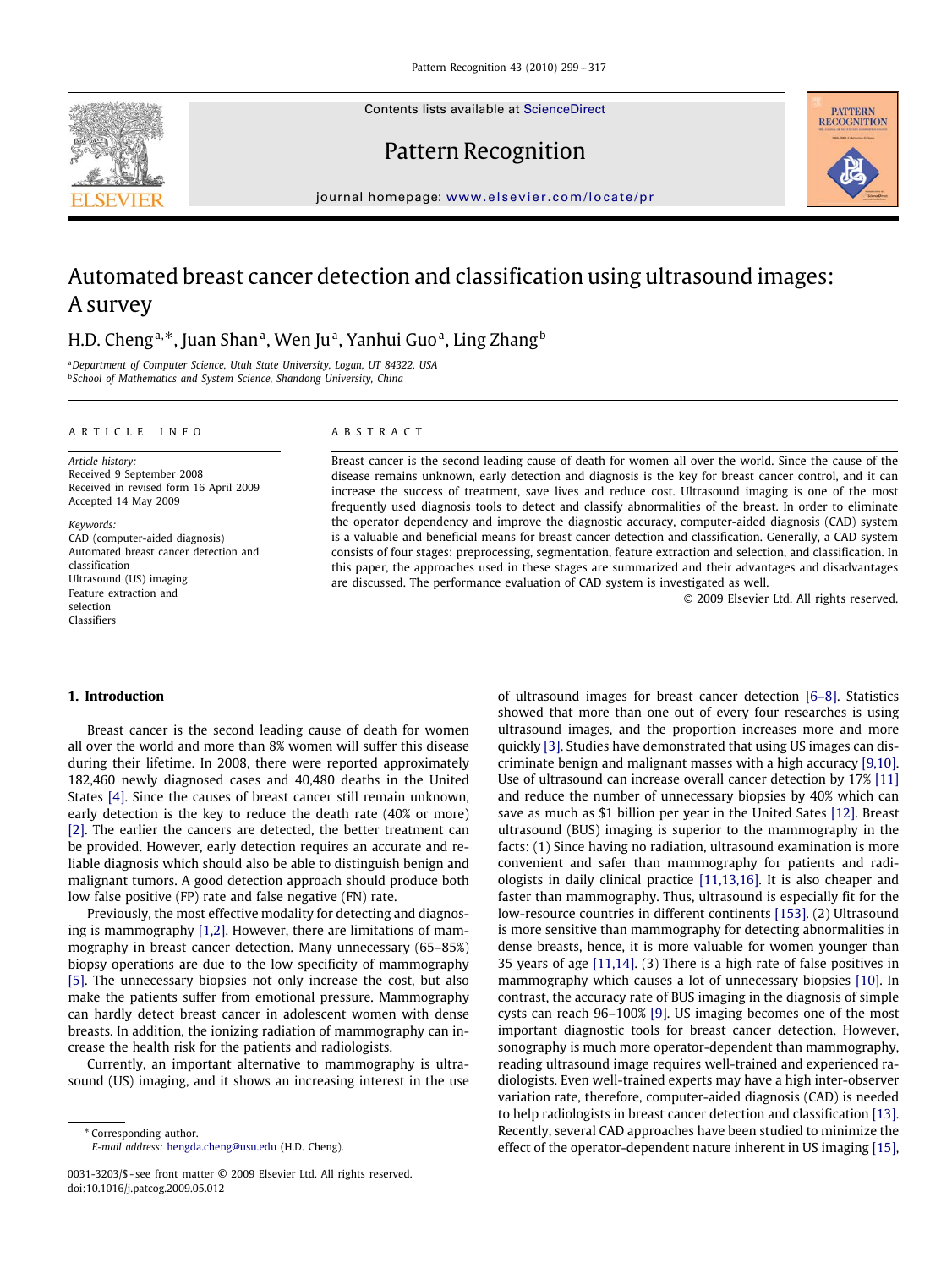Contents lists available at ScienceDirect

Pattern Recognition

journal homepage: www.elsevier.com/locate/pr

# Automated breast cancer detection and classification using ultrasound images: A survey

H.D. Cheng[a,*], Juan Shan[a], Wen Ju[a], Yanhui Guo[a], Ling Zhang[b]

[a]Department of Computer Science, Utah State University, Logan, UT 84322, USA
[b]School of Mathematics and System Science, Shandong University, China

**ARTICLE INFO**

*Article history:*
Received 9 September 2008
Received in revised form 16 April 2009
Accepted 14 May 2009

*Keywords:*
CAD (computer-aided diagnosis)
Automated breast cancer detection and classification
Ultrasound (US) imaging
Feature extraction and selection
Classifiers

**ABSTRACT**

Breast cancer is the second leading cause of death for women all over the world. Since the cause of the disease remains unknown, early detection and diagnosis is the key for breast cancer control, and it can increase the success of treatment, save lives and reduce cost. Ultrasound imaging is one of the most frequently used diagnosis tools to detect and classify abnormalities of the breast. In order to eliminate the operator dependency and improve the diagnostic accuracy, computer-aided diagnosis (CAD) system is a valuable and beneficial means for breast cancer detection and classification. Generally, a CAD system consists of four stages: preprocessing, segmentation, feature extraction and selection, and classification. In this paper, the approaches used in these stages are summarized and their advantages and disadvantages are discussed. The performance evaluation of CAD system is investigated as well.

© 2009 Elsevier Ltd. All rights reserved.

## 1. Introduction

Breast cancer is the second leading cause of death for women all over the world and more than 8% women will suffer this disease during their lifetime. In 2008, there were reported approximately 182,460 newly diagnosed cases and 40,480 deaths in the United States [4]. Since the causes of breast cancer still remain unknown, early detection is the key to reduce the death rate (40% or more) [2]. The earlier the cancers are detected, the better treatment can be provided. However, early detection requires an accurate and reliable diagnosis which should also be able to distinguish benign and malignant tumors. A good detection approach should produce both low false positive (FP) rate and false negative (FN) rate.

Previously, the most effective modality for detecting and diagnosing is mammography [1,2]. However, there are limitations of mammography in breast cancer detection. Many unnecessary (65–85%) biopsy operations are due to the low specificity of mammography [5]. The unnecessary biopsies not only increase the cost, but also make the patients suffer from emotional pressure. Mammography can hardly detect breast cancer in adolescent women with dense breasts. In addition, the ionizing radiation of mammography can increase the health risk for the patients and radiologists.

Currently, an important alternative to mammography is ultrasound (US) imaging, and it shows an increasing interest in the use of ultrasound images for breast cancer detection [6–8]. Statistics showed that more than one out of every four researches is using ultrasound images, and the proportion increases more and more quickly [3]. Studies have demonstrated that using US images can discriminate benign and malignant masses with a high accuracy [9,10]. Use of ultrasound can increase overall cancer detection by 17% [11] and reduce the number of unnecessary biopsies by 40% which can save as much as $1 billion per year in the United Sates [12]. Breast ultrasound (BUS) imaging is superior to the mammography in the facts: (1) Since having no radiation, ultrasound examination is more convenient and safer than mammography for patients and radiologists in daily clinical practice [11,13,16]. It is also cheaper and faster than mammography. Thus, ultrasound is especially fit for the low-resource countries in different continents [153]. (2) Ultrasound is more sensitive than mammography for detecting abnormalities in dense breasts, hence, it is more valuable for women younger than 35 years of age [11,14]. (3) There is a high rate of false positives in mammography which causes a lot of unnecessary biopsies [10]. In contrast, the accuracy rate of BUS imaging in the diagnosis of simple cysts can reach 96–100% [9]. US imaging becomes one of the most important diagnostic tools for breast cancer detection. However, sonography is much more operator-dependent than mammography, reading ultrasound image requires well-trained and experienced radiologists. Even well-trained experts may have a high inter-observer variation rate, therefore, computer-aided diagnosis (CAD) is needed to help radiologists in breast cancer detection and classification [13]. Recently, several CAD approaches have been studied to minimize the effect of the operator-dependent nature inherent in US imaging [15],

* Corresponding author.
*E-mail address:* hengda.cheng@usu.edu (H.D. Cheng).

0031-3203/$ - see front matter © 2009 Elsevier Ltd. All rights reserved.
doi:10.1016/j.patcog.2009.05.012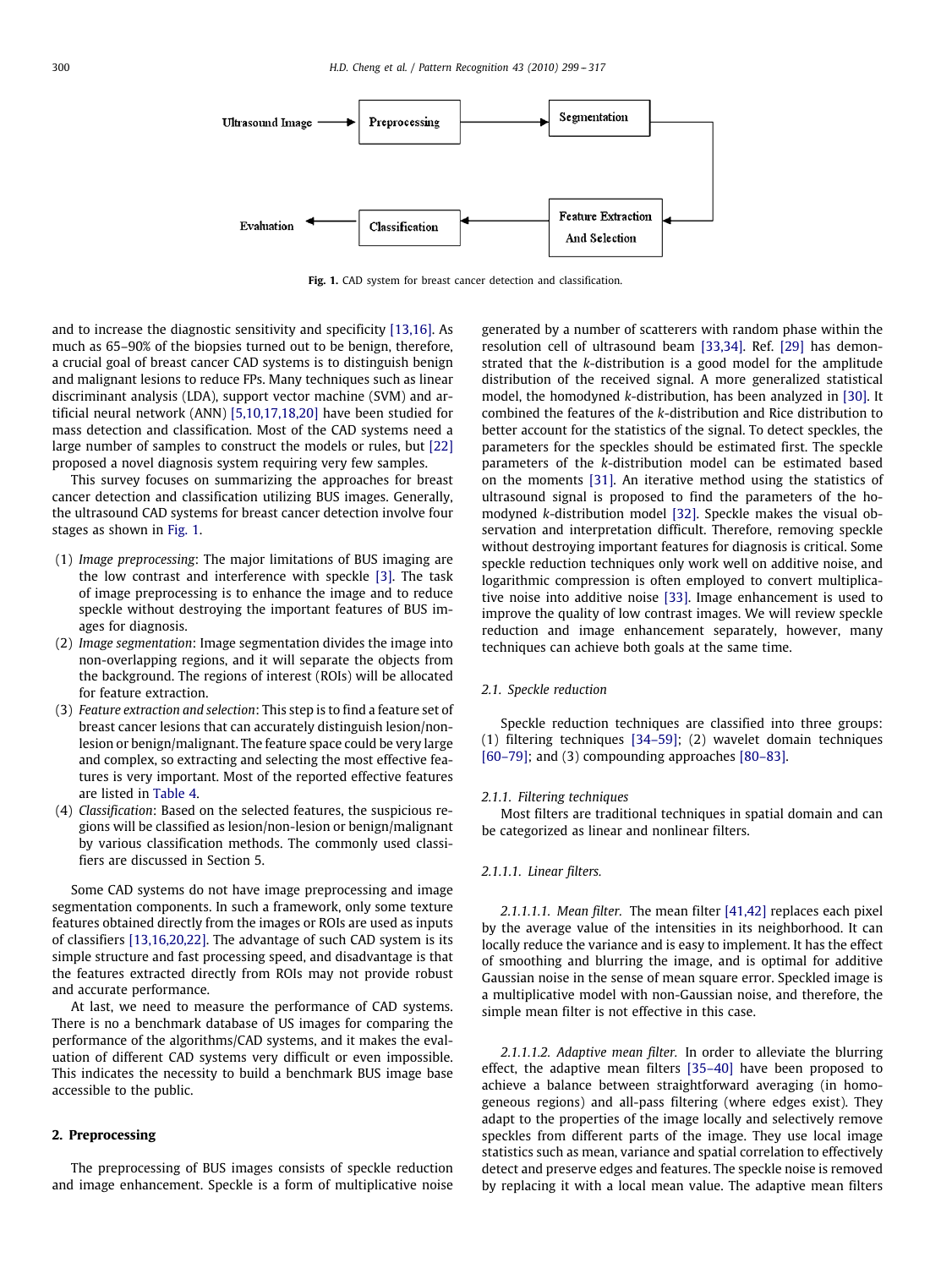Fig. 1. CAD system for breast cancer detection and classification.

and to increase the diagnostic sensitivity and specificity [13,16]. As much as 65–90% of the biopsies turned out to be benign, therefore, a crucial goal of breast cancer CAD systems is to distinguish benign and malignant lesions to reduce FPs. Many techniques such as linear discriminant analysis (LDA), support vector machine (SVM) and artificial neural network (ANN) [5,10,17,18,20] have been studied for mass detection and classification. Most of the CAD systems need a large number of samples to construct the models or rules, but [22] proposed a novel diagnosis system requiring very few samples.

This survey focuses on summarizing the approaches for breast cancer detection and classification utilizing BUS images. Generally, the ultrasound CAD systems for breast cancer detection involve four stages as shown in Fig. 1.

(1) *Image preprocessing*: The major limitations of BUS imaging are the low contrast and interference with speckle [3]. The task of image preprocessing is to enhance the image and to reduce speckle without destroying the important features of BUS images for diagnosis.
(2) *Image segmentation*: Image segmentation divides the image into non-overlapping regions, and it will separate the objects from the background. The regions of interest (ROIs) will be allocated for feature extraction.
(3) *Feature extraction and selection*: This step is to find a feature set of breast cancer lesions that can accurately distinguish lesion/non-lesion or benign/malignant. The feature space could be very large and complex, so extracting and selecting the most effective features is very important. Most of the reported effective features are listed in Table 4.
(4) *Classification*: Based on the selected features, the suspicious regions will be classified as lesion/non-lesion or benign/malignant by various classification methods. The commonly used classifiers are discussed in Section 5.

Some CAD systems do not have image preprocessing and image segmentation components. In such a framework, only some texture features obtained directly from the images or ROIs are used as inputs of classifiers [13,16,20,22]. The advantage of such CAD system is its simple structure and fast processing speed, and disadvantage is that the features extracted directly from ROIs may not provide robust and accurate performance.

At last, we need to measure the performance of CAD systems. There is no a benchmark database of US images for comparing the performance of the algorithms/CAD systems, and it makes the evaluation of different CAD systems very difficult or even impossible. This indicates the necessity to build a benchmark BUS image base accessible to the public.

## 2. Preprocessing

The preprocessing of BUS images consists of speckle reduction and image enhancement. Speckle is a form of multiplicative noise generated by a number of scatterers with random phase within the resolution cell of ultrasound beam [33,34]. Ref. [29] has demonstrated that the *k*-distribution is a good model for the amplitude distribution of the received signal. A more generalized statistical model, the homodyned *k*-distribution, has been analyzed in [30]. It combined the features of the *k*-distribution and Rice distribution to better account for the statistics of the signal. To detect speckles, the parameters for the speckles should be estimated first. The speckle parameters of the *k*-distribution model can be estimated based on the moments [31]. An iterative method using the statistics of ultrasound signal is proposed to find the parameters of the homodyned *k*-distribution model [32]. Speckle makes the visual observation and interpretation difficult. Therefore, removing speckle without destroying important features for diagnosis is critical. Some speckle reduction techniques only work well on additive noise, and logarithmic compression is often employed to convert multiplicative noise into additive noise [33]. Image enhancement is used to improve the quality of low contrast images. We will review speckle reduction and image enhancement separately, however, many techniques can achieve both goals at the same time.

### 2.1. Speckle reduction

Speckle reduction techniques are classified into three groups: (1) filtering techniques [34–59]; (2) wavelet domain techniques [60–79]; and (3) compounding approaches [80–83].

#### 2.1.1. Filtering techniques

Most filters are traditional techniques in spatial domain and can be categorized as linear and nonlinear filters.

##### 2.1.1.1. Linear filters.

*2.1.1.1.1. Mean filter.* The mean filter [41,42] replaces each pixel by the average value of the intensities in its neighborhood. It can locally reduce the variance and is easy to implement. It has the effect of smoothing and blurring the image, and is optimal for additive Gaussian noise in the sense of mean square error. Speckled image is a multiplicative model with non-Gaussian noise, and therefore, the simple mean filter is not effective in this case.

*2.1.1.1.2. Adaptive mean filter.* In order to alleviate the blurring effect, the adaptive mean filters [35–40] have been proposed to achieve a balance between straightforward averaging (in homogeneous regions) and all-pass filtering (where edges exist). They adapt to the properties of the image locally and selectively remove speckles from different parts of the image. They use local image statistics such as mean, variance and spatial correlation to effectively detect and preserve edges and features. The speckle noise is removed by replacing it with a local mean value. The adaptive mean filters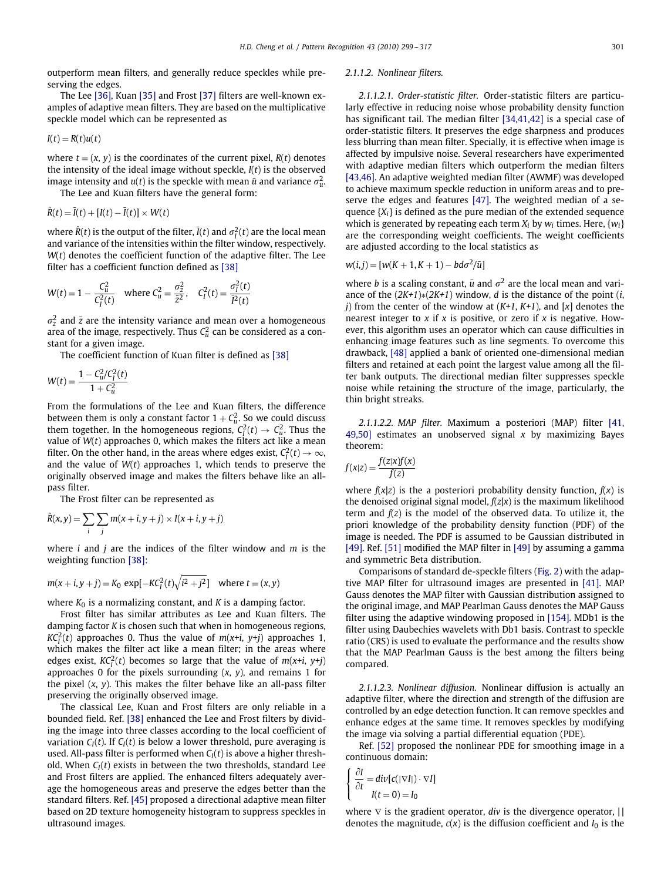outperform mean filters, and generally reduce speckles while preserving the edges.

The Lee [36], Kuan [35] and Frost [37] filters are well-known examples of adaptive mean filters. They are based on the multiplicative speckle model which can be represented as

$$I(t) = R(t)u(t)$$

where $t = (x, y)$ is the coordinates of the current pixel, $R(t)$ denotes the intensity of the ideal image without speckle, $I(t)$ is the observed image intensity and $u(t)$ is the speckle with mean $\bar{u}$ and variance $\sigma_u^2$.

The Lee and Kuan filters have the general form:

$$\hat{R}(t) = \bar{I}(t) + [I(t) - \bar{I}(t)] \times W(t)$$

where $\hat{R}(t)$ is the output of the filter, $\bar{I}(t)$ and $\sigma_I^2(t)$ are the local mean and variance of the intensities within the filter window, respectively. $W(t)$ denotes the coefficient function of the adaptive filter. The Lee filter has a coefficient function defined as [38]

$$W(t) = 1 - \frac{C_u^2}{C_I^2(t)} \quad \text{where } C_u^2 = \frac{\sigma_z^2}{\bar{z}^2}, \quad C_I^2(t) = \frac{\sigma_I^2(t)}{\bar{I}^2(t)}$$

$\sigma_z^2$ and $\bar{z}$ are the intensity variance and mean over a homogeneous area of the image, respectively. Thus $C_u^2$ can be considered as a constant for a given image.

The coefficient function of Kuan filter is defined as [38]

$$W(t) = \frac{1 - C_u^2/C_I^2(t)}{1 + C_u^2}$$

From the formulations of the Lee and Kuan filters, the difference between them is only a constant factor $1 + C_u^2$. So we could discuss them together. In the homogeneous regions, $C_I^2(t) \to C_u^2$. Thus the value of $W(t)$ approaches 0, which makes the filters act like a mean filter. On the other hand, in the areas where edges exist, $C_I^2(t) \to \infty$, and the value of $W(t)$ approaches 1, which tends to preserve the originally observed image and makes the filters behave like an all-pass filter.

The Frost filter can be represented as

$$\hat{R}(x, y) = \sum_i \sum_j m(x+i, y+j) \times I(x+i, y+j)$$

where $i$ and $j$ are the indices of the filter window and $m$ is the weighting function [38]:

$$m(x+i, y+j) = K_0 \exp[-KC_I^2(t)\sqrt{i^2+j^2}] \quad \text{where } t = (x, y)$$

where $K_0$ is a normalizing constant, and $K$ is a damping factor.

Frost filter has similar attributes as Lee and Kuan filters. The damping factor $K$ is chosen such that when in homogeneous regions, $KC_I^2(t)$ approaches 0. Thus the value of $m(x+i, y+j)$ approaches 1, which makes the filter act like a mean filter; in the areas where edges exist, $KC_I^2(t)$ becomes so large that the value of $m(x+i, y+j)$ approaches 0 for the pixels surrounding $(x, y)$, and remains 1 for the pixel $(x, y)$. This makes the filter behave like an all-pass filter preserving the originally observed image.

The classical Lee, Kuan and Frost filters are only reliable in a bounded field. Ref. [38] enhanced the Lee and Frost filters by dividing the image into three classes according to the local coefficient of variation $C_I(t)$. If $C_I(t)$ is below a lower threshold, pure averaging is used. All-pass filter is performed when $C_I(t)$ is above a higher threshold. When $C_I(t)$ exists in between the two thresholds, standard Lee and Frost filters are applied. The enhanced filters adequately average the homogeneous areas and preserve the edges better than the standard filters. Ref. [45] proposed a directional adaptive mean filter based on 2D texture homogeneity histogram to suppress speckles in ultrasound images.

*2.1.1.2. Nonlinear filters.*

*2.1.1.2.1. Order-statistic filter.* Order-statistic filters are particularly effective in reducing noise whose probability density function has significant tail. The median filter [34,41,42] is a special case of order-statistic filters. It preserves the edge sharpness and produces less blurring than mean filter. Specially, it is effective when image is affected by impulsive noise. Several researchers have experimented with adaptive median filters which outperform the median filters [43,46]. An adaptive weighted median filter (AWMF) was developed to achieve maximum speckle reduction in uniform areas and to preserve the edges and features [47]. The weighted median of a sequence $\{X_i\}$ is defined as the pure median of the extended sequence which is generated by repeating each term $X_i$ by $w_i$ times. Here, $\{w_i\}$ are the corresponding weight coefficients. The weight coefficients are adjusted according to the local statistics as

$$w(i,j) = [w(K+1, K+1) - bd\sigma^2/\bar{u}]$$

where $b$ is a scaling constant, $\bar{u}$ and $\sigma^2$ are the local mean and variance of the $(2K+1)*(2K+1)$ window, $d$ is the distance of the point $(i, j)$ from the center of the window at $(K+1, K+1)$, and $[x]$ denotes the nearest integer to $x$ if $x$ is positive, or zero if $x$ is negative. However, this algorithm uses an operator which can cause difficulties in enhancing image features such as line segments. To overcome this drawback, [48] applied a bank of oriented one-dimensional median filters and retained at each point the largest value among all the filter bank outputs. The directional median filter suppresses speckle noise while retaining the structure of the image, particularly, the thin bright streaks.

*2.1.1.2.2. MAP filter.* Maximum a posteriori (MAP) filter [41, 49,50] estimates an unobserved signal $x$ by maximizing Bayes theorem:

$$f(x|z) = \frac{f(z|x)f(x)}{f(z)}$$

where $f(x|z)$ is the a posteriori probability density function, $f(x)$ is the denoised original signal model, $f(z|x)$ is the maximum likelihood term and $f(z)$ is the model of the observed data. To utilize it, the priori knowledge of the probability density function (PDF) of the image is needed. The PDF is assumed to be Gaussian distributed in [49]. Ref. [51] modified the MAP filter in [49] by assuming a gamma and symmetric Beta distribution.

Comparisons of standard de-speckle filters (Fig. 2) with the adaptive MAP filter for ultrasound images are presented in [41]. MAP Gauss denotes the MAP filter with Gaussian distribution assigned to the original image, and MAP Pearlman Gauss denotes the MAP Gauss filter using the adaptive windowing proposed in [154]. MDb1 is the filter using Daubechies wavelets with Db1 basis. Contrast to speckle ratio (CRS) is used to evaluate the performance and the results show that the MAP Pearlman Gauss is the best among the filters being compared.

*2.1.1.2.3. Nonlinear diffusion.* Nonlinear diffusion is actually an adaptive filter, where the direction and strength of the diffusion are controlled by an edge detection function. It can remove speckles and enhance edges at the same time. It removes speckles by modifying the image via solving a partial differential equation (PDE).

Ref. [52] proposed the nonlinear PDE for smoothing image in a continuous domain:

$$\begin{cases} \dfrac{\partial I}{\partial t} = div[c(|\nabla I|) \cdot \nabla I] \\ I(t=0) = I_0 \end{cases}$$

where $\nabla$ is the gradient operator, $div$ is the divergence operator, $||$ denotes the magnitude, $c(x)$ is the diffusion coefficient and $I_0$ is the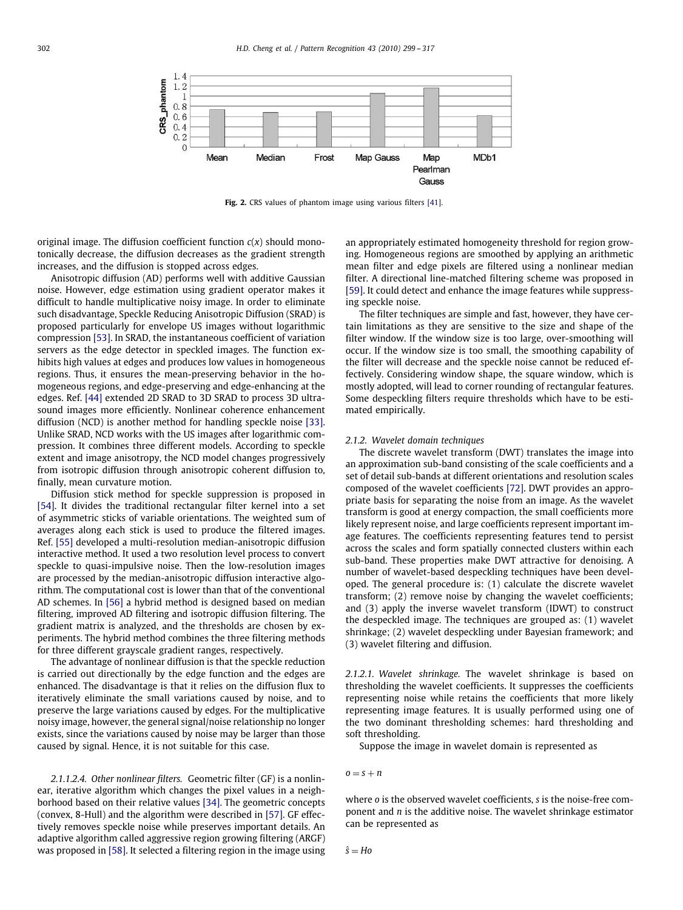Fig. 2. CRS values of phantom image using various filters [41].

original image. The diffusion coefficient function $c(x)$ should monotonically decrease, the diffusion decreases as the gradient strength increases, and the diffusion is stopped across edges.

Anisotropic diffusion (AD) performs well with additive Gaussian noise. However, edge estimation using gradient operator makes it difficult to handle multiplicative noisy image. In order to eliminate such disadvantage, Speckle Reducing Anisotropic Diffusion (SRAD) is proposed particularly for envelope US images without logarithmic compression [53]. In SRAD, the instantaneous coefficient of variation servers as the edge detector in speckled images. The function exhibits high values at edges and produces low values in homogeneous regions. Thus, it ensures the mean-preserving behavior in the homogeneous regions, and edge-preserving and edge-enhancing at the edges. Ref. [44] extended 2D SRAD to 3D SRAD to process 3D ultrasound images more efficiently. Nonlinear coherence enhancement diffusion (NCD) is another method for handling speckle noise [33]. Unlike SRAD, NCD works with the US images after logarithmic compression. It combines three different models. According to speckle extent and image anisotropy, the NCD model changes progressively from isotropic diffusion through anisotropic coherent diffusion to, finally, mean curvature motion.

Diffusion stick method for speckle suppression is proposed in [54]. It divides the traditional rectangular filter kernel into a set of asymmetric sticks of variable orientations. The weighted sum of averages along each stick is used to produce the filtered images. Ref. [55] developed a multi-resolution median-anisotropic diffusion interactive method. It used a two resolution level process to convert speckle to quasi-impulsive noise. Then the low-resolution images are processed by the median-anisotropic diffusion interactive algorithm. The computational cost is lower than that of the conventional AD schemes. In [56] a hybrid method is designed based on median filtering, improved AD filtering and isotropic diffusion filtering. The gradient matrix is analyzed, and the thresholds are chosen by experiments. The hybrid method combines the three filtering methods for three different grayscale gradient ranges, respectively.

The advantage of nonlinear diffusion is that the speckle reduction is carried out directionally by the edge function and the edges are enhanced. The disadvantage is that it relies on the diffusion flux to iteratively eliminate the small variations caused by noise, and to preserve the large variations caused by edges. For the multiplicative noisy image, however, the general signal/noise relationship no longer exists, since the variations caused by noise may be larger than those caused by signal. Hence, it is not suitable for this case.

*2.1.1.2.4. Other nonlinear filters.* Geometric filter (GF) is a nonlinear, iterative algorithm which changes the pixel values in a neighborhood based on their relative values [34]. The geometric concepts (convex, 8-Hull) and the algorithm were described in [57]. GF effectively removes speckle noise while preserves important details. An adaptive algorithm called aggressive region growing filtering (ARGF) was proposed in [58]. It selected a filtering region in the image using an appropriately estimated homogeneity threshold for region growing. Homogeneous regions are smoothed by applying an arithmetic mean filter and edge pixels are filtered using a nonlinear median filter. A directional line-matched filtering scheme was proposed in [59]. It could detect and enhance the image features while suppressing speckle noise.

The filter techniques are simple and fast, however, they have certain limitations as they are sensitive to the size and shape of the filter window. If the window size is too large, over-smoothing will occur. If the window size is too small, the smoothing capability of the filter will decrease and the speckle noise cannot be reduced effectively. Considering window shape, the square window, which is mostly adopted, will lead to corner rounding of rectangular features. Some despeckling filters require thresholds which have to be estimated empirically.

*2.1.2. Wavelet domain techniques*

The discrete wavelet transform (DWT) translates the image into an approximation sub-band consisting of the scale coefficients and a set of detail sub-bands at different orientations and resolution scales composed of the wavelet coefficients [72]. DWT provides an appropriate basis for separating the noise from an image. As the wavelet transform is good at energy compaction, the small coefficients more likely represent noise, and large coefficients represent important image features. The coefficients representing features tend to persist across the scales and form spatially connected clusters within each sub-band. These properties make DWT attractive for denoising. A number of wavelet-based despeckling techniques have been developed. The general procedure is: (1) calculate the discrete wavelet transform; (2) remove noise by changing the wavelet coefficients; and (3) apply the inverse wavelet transform (IDWT) to construct the despeckled image. The techniques are grouped as: (1) wavelet shrinkage; (2) wavelet despeckling under Bayesian framework; and (3) wavelet filtering and diffusion.

*2.1.2.1. Wavelet shrinkage.* The wavelet shrinkage is based on thresholding the wavelet coefficients. It suppresses the coefficients representing noise while retains the coefficients that more likely representing image features. It is usually performed using one of the two dominant thresholding schemes: hard thresholding and soft thresholding.

Suppose the image in wavelet domain is represented as

$$o = s + n$$

where $o$ is the observed wavelet coefficients, $s$ is the noise-free component and $n$ is the additive noise. The wavelet shrinkage estimator can be represented as

$$\hat{s} = Ho$$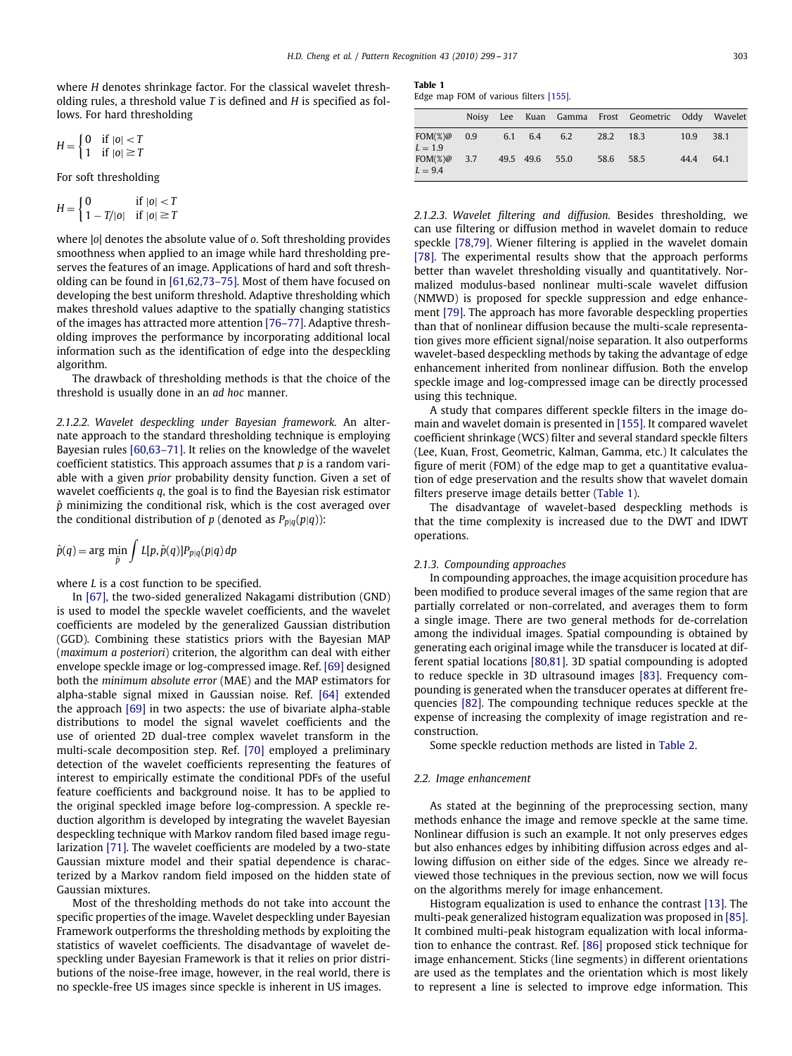where $H$ denotes shrinkage factor. For the classical wavelet thresholding rules, a threshold value $T$ is defined and $H$ is specified as follows. For hard thresholding

$$H = \begin{cases} 0 & \text{if } |o| < T \\ 1 & \text{if } |o| \geq T \end{cases}$$

For soft thresholding

$$H = \begin{cases} 0 & \text{if } |o| < T \\ 1 - T/|o| & \text{if } |o| \geq T \end{cases}$$

where $|o|$ denotes the absolute value of $o$. Soft thresholding provides smoothness when applied to an image while hard thresholding preserves the features of an image. Applications of hard and soft thresholding can be found in [61,62,73–75]. Most of them have focused on developing the best uniform threshold. Adaptive thresholding which makes threshold values adaptive to the spatially changing statistics of the images has attracted more attention [76–77]. Adaptive thresholding improves the performance by incorporating additional local information such as the identification of edge into the despeckling algorithm.

The drawback of thresholding methods is that the choice of the threshold is usually done in an *ad hoc* manner.

*2.1.2.2. Wavelet despeckling under Bayesian framework.* An alternate approach to the standard thresholding technique is employing Bayesian rules [60,63–71]. It relies on the knowledge of the wavelet coefficient statistics. This approach assumes that $p$ is a random variable with a given *prior* probability density function. Given a set of wavelet coefficients $q$, the goal is to find the Bayesian risk estimator $\hat{p}$ minimizing the conditional risk, which is the cost averaged over the conditional distribution of $p$ (denoted as $P_{p|q}(p|q)$):

$$\hat{p}(q) = \arg\min_{\hat{p}} \int L[p, \hat{p}(q)] P_{p|q}(p|q)\, dp$$

where $L$ is a cost function to be specified.

In [67], the two-sided generalized Nakagami distribution (GND) is used to model the speckle wavelet coefficients, and the wavelet coefficients are modeled by the generalized Gaussian distribution (GGD). Combining these statistics priors with the Bayesian MAP (*maximum a posteriori*) criterion, the algorithm can deal with either envelope speckle image or log-compressed image. Ref. [69] designed both the *minimum absolute error* (MAE) and the MAP estimators for alpha-stable signal mixed in Gaussian noise. Ref. [64] extended the approach [69] in two aspects: the use of bivariate alpha-stable distributions to model the signal wavelet coefficients and the use of oriented 2D dual-tree complex wavelet transform in the multi-scale decomposition step. Ref. [70] employed a preliminary detection of the wavelet coefficients representing the features of interest to empirically estimate the conditional PDFs of the useful feature coefficients and background noise. It has to be applied to the original speckled image before log-compression. A speckle reduction algorithm is developed by integrating the wavelet Bayesian despeckling technique with Markov random filed based image regularization [71]. The wavelet coefficients are modeled by a two-state Gaussian mixture model and their spatial dependence is characterized by a Markov random field imposed on the hidden state of Gaussian mixtures.

Most of the thresholding methods do not take into account the specific properties of the image. Wavelet despeckling under Bayesian Framework outperforms the thresholding methods by exploiting the statistics of wavelet coefficients. The disadvantage of wavelet despeckling under Bayesian Framework is that it relies on prior distributions of the noise-free image, however, in the real world, there is no speckle-free US images since speckle is inherent in US images.

**Table 1**
Edge map FOM of various filters [155].

| | Noisy | Lee | Kuan | Gamma | Frost | Geometric | Oddy | Wavelet |
|---|---|---|---|---|---|---|---|---|
| FOM(%)@ $L = 1.9$ | 0.9 | 6.1 | 6.4 | 6.2 | 28.2 | 18.3 | 10.9 | 38.1 |
| FOM(%)@ $L = 9.4$ | 3.7 | 49.5 | 49.6 | 55.0 | 58.6 | 58.5 | 44.4 | 64.1 |

*2.1.2.3. Wavelet filtering and diffusion.* Besides thresholding, we can use filtering or diffusion method in wavelet domain to reduce speckle [78,79]. Wiener filtering is applied in the wavelet domain [78]. The experimental results show that the approach performs better than wavelet thresholding visually and quantitatively. Normalized modulus-based nonlinear multi-scale wavelet diffusion (NMWD) is proposed for speckle suppression and edge enhancement [79]. The approach has more favorable despeckling properties than that of nonlinear diffusion because the multi-scale representation gives more efficient signal/noise separation. It also outperforms wavelet-based despeckling methods by taking the advantage of edge enhancement inherited from nonlinear diffusion. Both the envelop speckle image and log-compressed image can be directly processed using this technique.

A study that compares different speckle filters in the image domain and wavelet domain is presented in [155]. It compared wavelet coefficient shrinkage (WCS) filter and several standard speckle filters (Lee, Kuan, Frost, Geometric, Kalman, Gamma, etc.) It calculates the figure of merit (FOM) of the edge map to get a quantitative evaluation of edge preservation and the results show that wavelet domain filters preserve image details better (Table 1).

The disadvantage of wavelet-based despeckling methods is that the time complexity is increased due to the DWT and IDWT operations.

#### 2.1.3. Compounding approaches

In compounding approaches, the image acquisition procedure has been modified to produce several images of the same region that are partially correlated or non-correlated, and averages them to form a single image. There are two general methods for de-correlation among the individual images. Spatial compounding is obtained by generating each original image while the transducer is located at different spatial locations [80,81]. 3D spatial compounding is adopted to reduce speckle in 3D ultrasound images [83]. Frequency compounding is generated when the transducer operates at different frequencies [82]. The compounding technique reduces speckle at the expense of increasing the complexity of image registration and reconstruction.

Some speckle reduction methods are listed in Table 2.

### 2.2. Image enhancement

As stated at the beginning of the preprocessing section, many methods enhance the image and remove speckle at the same time. Nonlinear diffusion is such an example. It not only preserves edges but also enhances edges by inhibiting diffusion across edges and allowing diffusion on either side of the edges. Since we already reviewed those techniques in the previous section, now we will focus on the algorithms merely for image enhancement.

Histogram equalization is used to enhance the contrast [13]. The multi-peak generalized histogram equalization was proposed in [85]. It combined multi-peak histogram equalization with local information to enhance the contrast. Ref. [86] proposed stick technique for image enhancement. Sticks (line segments) in different orientations are used as the templates and the orientation which is most likely to represent a line is selected to improve edge information. This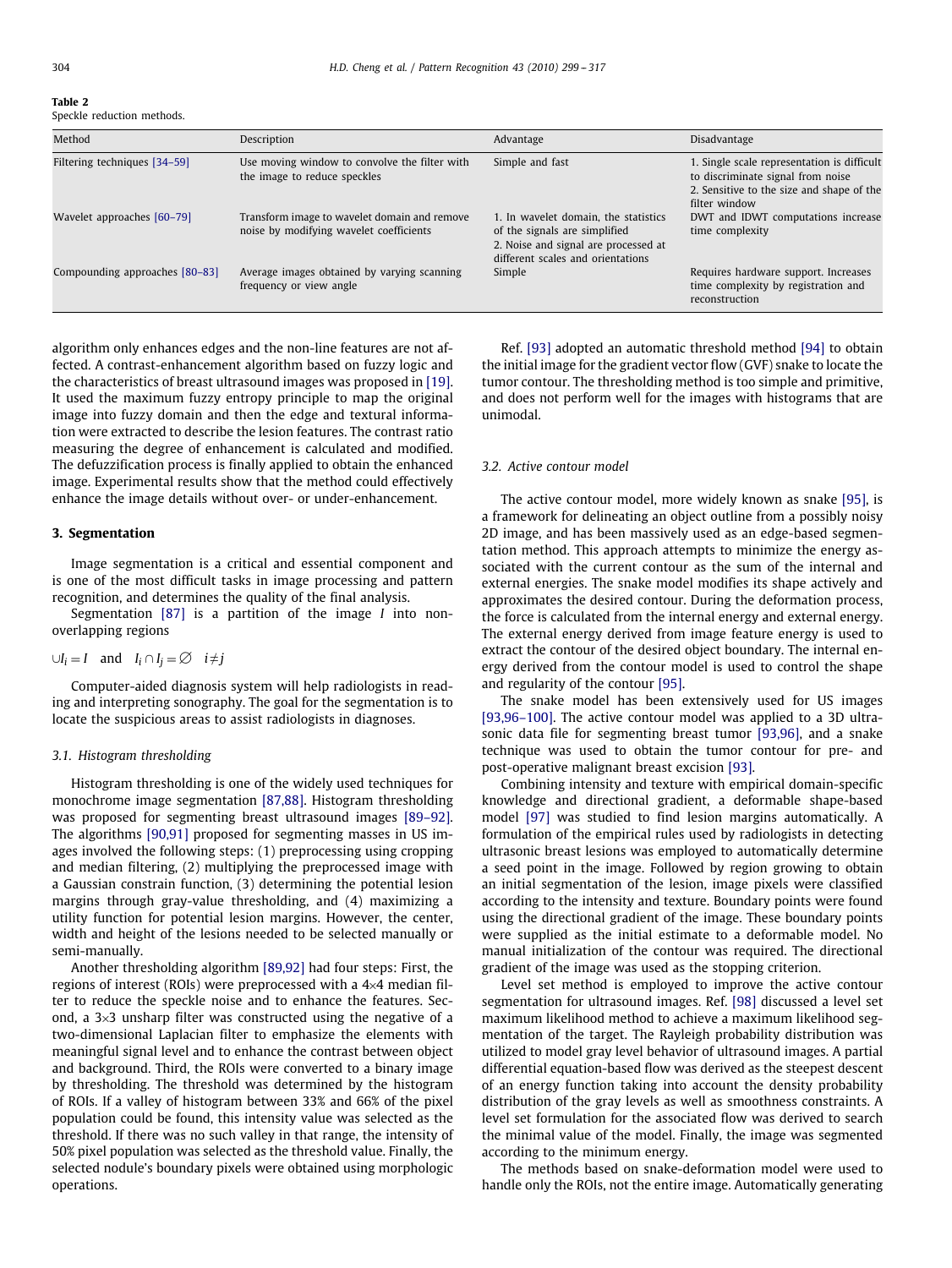**Table 2**
Speckle reduction methods.

| Method | Description | Advantage | Disadvantage |
|---|---|---|---|
| Filtering techniques [34–59] | Use moving window to convolve the filter with the image to reduce speckles | Simple and fast | 1. Single scale representation is difficult to discriminate signal from noise 2. Sensitive to the size and shape of the filter window |
| Wavelet approaches [60–79] | Transform image to wavelet domain and remove noise by modifying wavelet coefficients | 1. In wavelet domain, the statistics of the signals are simplified 2. Noise and signal are processed at different scales and orientations | DWT and IDWT computations increase time complexity |
| Compounding approaches [80–83] | Average images obtained by varying scanning frequency or view angle | Simple | Requires hardware support. Increases time complexity by registration and reconstruction |

algorithm only enhances edges and the non-line features are not affected. A contrast-enhancement algorithm based on fuzzy logic and the characteristics of breast ultrasound images was proposed in [19]. It used the maximum fuzzy entropy principle to map the original image into fuzzy domain and then the edge and textural information were extracted to describe the lesion features. The contrast ratio measuring the degree of enhancement is calculated and modified. The defuzzification process is finally applied to obtain the enhanced image. Experimental results show that the method could effectively enhance the image details without over- or under-enhancement.

## 3. Segmentation

Image segmentation is a critical and essential component and is one of the most difficult tasks in image processing and pattern recognition, and determines the quality of the final analysis.

Segmentation [87] is a partition of the image $I$ into non-overlapping regions

$$\cup I_i = I \quad \text{and} \quad I_i \cap I_j = \emptyset \quad i \neq j$$

Computer-aided diagnosis system will help radiologists in reading and interpreting sonography. The goal for the segmentation is to locate the suspicious areas to assist radiologists in diagnoses.

### 3.1. Histogram thresholding

Histogram thresholding is one of the widely used techniques for monochrome image segmentation [87,88]. Histogram thresholding was proposed for segmenting breast ultrasound images [89–92]. The algorithms [90,91] proposed for segmenting masses in US images involved the following steps: (1) preprocessing using cropping and median filtering, (2) multiplying the preprocessed image with a Gaussian constrain function, (3) determining the potential lesion margins through gray-value thresholding, and (4) maximizing a utility function for potential lesion margins. However, the center, width and height of the lesions needed to be selected manually or semi-manually.

Another thresholding algorithm [89,92] had four steps: First, the regions of interest (ROIs) were preprocessed with a 4×4 median filter to reduce the speckle noise and to enhance the features. Second, a 3×3 unsharp filter was constructed using the negative of a two-dimensional Laplacian filter to emphasize the elements with meaningful signal level and to enhance the contrast between object and background. Third, the ROIs were converted to a binary image by thresholding. The threshold was determined by the histogram of ROIs. If a valley of histogram between 33% and 66% of the pixel population could be found, this intensity value was selected as the threshold. If there was no such valley in that range, the intensity of 50% pixel population was selected as the threshold value. Finally, the selected nodule's boundary pixels were obtained using morphologic operations.

Ref. [93] adopted an automatic threshold method [94] to obtain the initial image for the gradient vector flow (GVF) snake to locate the tumor contour. The thresholding method is too simple and primitive, and does not perform well for the images with histograms that are unimodal.

### 3.2. Active contour model

The active contour model, more widely known as snake [95], is a framework for delineating an object outline from a possibly noisy 2D image, and has been massively used as an edge-based segmentation method. This approach attempts to minimize the energy associated with the current contour as the sum of the internal and external energies. The snake model modifies its shape actively and approximates the desired contour. During the deformation process, the force is calculated from the internal energy and external energy. The external energy derived from image feature energy is used to extract the contour of the desired object boundary. The internal energy derived from the contour model is used to control the shape and regularity of the contour [95].

The snake model has been extensively used for US images [93,96–100]. The active contour model was applied to a 3D ultrasonic data file for segmenting breast tumor [93,96], and a snake technique was used to obtain the tumor contour for pre- and post-operative malignant breast excision [93].

Combining intensity and texture with empirical domain-specific knowledge and directional gradient, a deformable shape-based model [97] was studied to find lesion margins automatically. A formulation of the empirical rules used by radiologists in detecting ultrasonic breast lesions was employed to automatically determine a seed point in the image. Followed by region growing to obtain an initial segmentation of the lesion, image pixels were classified according to the intensity and texture. Boundary points were found using the directional gradient of the image. These boundary points were supplied as the initial estimate to a deformable model. No manual initialization of the contour was required. The directional gradient of the image was used as the stopping criterion.

Level set method is employed to improve the active contour segmentation for ultrasound images. Ref. [98] discussed a level set maximum likelihood method to achieve a maximum likelihood segmentation of the target. The Rayleigh probability distribution was utilized to model gray level behavior of ultrasound images. A partial differential equation-based flow was derived as the steepest descent of an energy function taking into account the density probability distribution of the gray levels as well as smoothness constraints. A level set formulation for the associated flow was derived to search the minimal value of the model. Finally, the image was segmented according to the minimum energy.

The methods based on snake-deformation model were used to handle only the ROIs, not the entire image. Automatically generating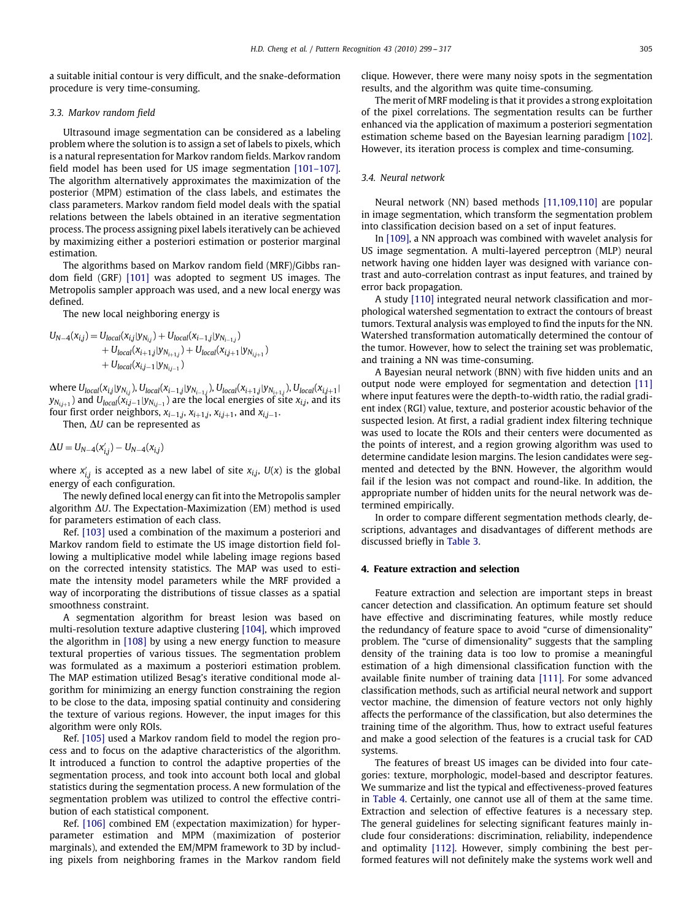a suitable initial contour is very difficult, and the snake-deformation procedure is very time-consuming.

### 3.3. Markov random field

Ultrasound image segmentation can be considered as a labeling problem where the solution is to assign a set of labels to pixels, which is a natural representation for Markov random fields. Markov random field model has been used for US image segmentation [101–107]. The algorithm alternatively approximates the maximization of the posterior (MPM) estimation of the class labels, and estimates the class parameters. Markov random field model deals with the spatial relations between the labels obtained in an iterative segmentation process. The process assigning pixel labels iteratively can be achieved by maximizing either a posteriori estimation or posterior marginal estimation.

The algorithms based on Markov random field (MRF)/Gibbs random field (GRF) [101] was adopted to segment US images. The Metropolis sampler approach was used, and a new local energy was defined.

The new local neighboring energy is

$$
\begin{aligned}
U_{N-4}(x_{i,j}) = {} & U_{local}(x_{i,j}|y_{N_{i,j}}) + U_{local}(x_{i-1,j}|y_{N_{i-1,j}}) \\
& + U_{local}(x_{i+1,j}|y_{N_{i+1,j}}) + U_{local}(x_{i,j+1}|y_{N_{i,j+1}}) \\
& + U_{local}(x_{i,j-1}|y_{N_{i,j-1}})
\end{aligned}
$$

where $U_{local}(x_{i,j}|y_{N_{i,j}})$, $U_{local}(x_{i-1,j}|y_{N_{i-1,j}})$, $U_{local}(x_{i+1,j}|y_{N_{i+1,j}})$, $U_{local}(x_{i,j+1}|y_{N_{i,j+1}})$ and $U_{local}(x_{i,j-1}|y_{N_{i,j-1}})$ are the local energies of site $x_{i,j}$, and its four first order neighbors, $x_{i-1,j}$, $x_{i+1,j}$, $x_{i,j+1}$, and $x_{i,j-1}$.

Then, $\Delta U$ can be represented as

$$
\Delta U = U_{N-4}(x'_{i,j}) - U_{N-4}(x_{i,j})
$$

where $x'_{i,j}$ is accepted as a new label of site $x_{i,j}$, $U(x)$ is the global energy of each configuration.

The newly defined local energy can fit into the Metropolis sampler algorithm $\Delta U$. The Expectation-Maximization (EM) method is used for parameters estimation of each class.

Ref. [103] used a combination of the maximum a posteriori and Markov random field to estimate the US image distortion field following a multiplicative model while labeling image regions based on the corrected intensity statistics. The MAP was used to estimate the intensity model parameters while the MRF provided a way of incorporating the distributions of tissue classes as a spatial smoothness constraint.

A segmentation algorithm for breast lesion was based on multi-resolution texture adaptive clustering [104], which improved the algorithm in [108] by using a new energy function to measure textural properties of various tissues. The segmentation problem was formulated as a maximum a posteriori estimation problem. The MAP estimation utilized Besag's iterative conditional mode algorithm for minimizing an energy function constraining the region to be close to the data, imposing spatial continuity and considering the texture of various regions. However, the input images for this algorithm were only ROIs.

Ref. [105] used a Markov random field to model the region process and to focus on the adaptive characteristics of the algorithm. It introduced a function to control the adaptive properties of the segmentation process, and took into account both local and global statistics during the segmentation process. A new formulation of the segmentation problem was utilized to control the effective contribution of each statistical component.

Ref. [106] combined EM (expectation maximization) for hyper-parameter estimation and MPM (maximization of posterior marginals), and extended the EM/MPM framework to 3D by including pixels from neighboring frames in the Markov random field clique. However, there were many noisy spots in the segmentation results, and the algorithm was quite time-consuming.

The merit of MRF modeling is that it provides a strong exploitation of the pixel correlations. The segmentation results can be further enhanced via the application of maximum a posteriori segmentation estimation scheme based on the Bayesian learning paradigm [102]. However, its iteration process is complex and time-consuming.

### 3.4. Neural network

Neural network (NN) based methods [11,109,110] are popular in image segmentation, which transform the segmentation problem into classification decision based on a set of input features.

In [109], a NN approach was combined with wavelet analysis for US image segmentation. A multi-layered perceptron (MLP) neural network having one hidden layer was designed with variance contrast and auto-correlation contrast as input features, and trained by error back propagation.

A study [110] integrated neural network classification and morphological watershed segmentation to extract the contours of breast tumors. Textural analysis was employed to find the inputs for the NN. Watershed transformation automatically determined the contour of the tumor. However, how to select the training set was problematic, and training a NN was time-consuming.

A Bayesian neural network (BNN) with five hidden units and an output node were employed for segmentation and detection [11] where input features were the depth-to-width ratio, the radial gradient index (RGI) value, texture, and posterior acoustic behavior of the suspected lesion. At first, a radial gradient index filtering technique was used to locate the ROIs and their centers were documented as the points of interest, and a region growing algorithm was used to determine candidate lesion margins. The lesion candidates were segmented and detected by the BNN. However, the algorithm would fail if the lesion was not compact and round-like. In addition, the appropriate number of hidden units for the neural network was determined empirically.

In order to compare different segmentation methods clearly, descriptions, advantages and disadvantages of different methods are discussed briefly in Table 3.

## 4. Feature extraction and selection

Feature extraction and selection are important steps in breast cancer detection and classification. An optimum feature set should have effective and discriminating features, while mostly reduce the redundancy of feature space to avoid "curse of dimensionality" problem. The "curse of dimensionality" suggests that the sampling density of the training data is too low to promise a meaningful estimation of a high dimensional classification function with the available finite number of training data [111]. For some advanced classification methods, such as artificial neural network and support vector machine, the dimension of feature vectors not only highly affects the performance of the classification, but also determines the training time of the algorithm. Thus, how to extract useful features and make a good selection of the features is a crucial task for CAD systems.

The features of breast US images can be divided into four categories: texture, morphologic, model-based and descriptor features. We summarize and list the typical and effectiveness-proved features in Table 4. Certainly, one cannot use all of them at the same time. Extraction and selection of effective features is a necessary step. The general guidelines for selecting significant features mainly include four considerations: discrimination, reliability, independence and optimality [112]. However, simply combining the best performed features will not definitely make the systems work well and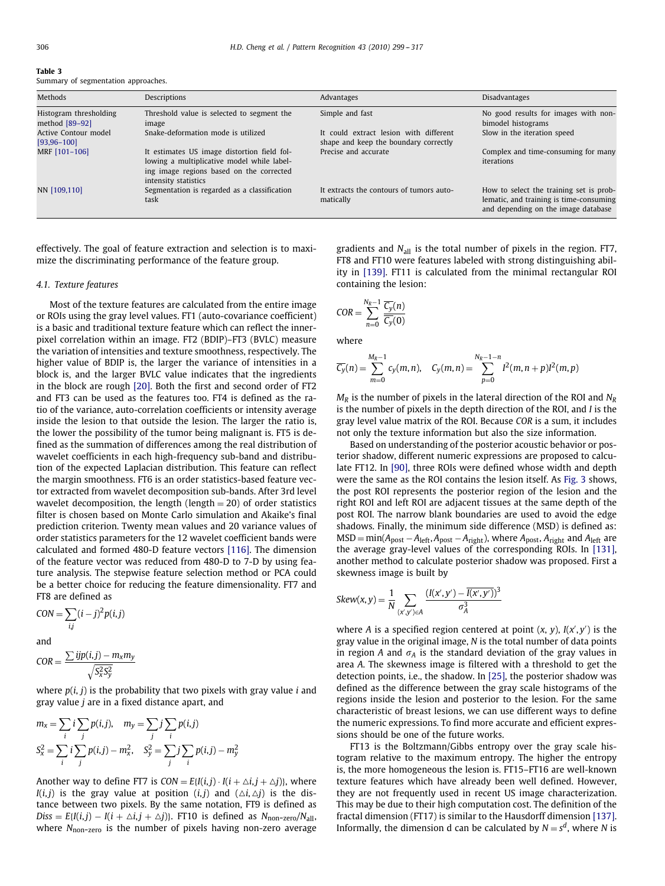**Table 3**
Summary of segmentation approaches.

| Methods | Descriptions | Advantages | Disadvantages |
|---|---|---|---|
| Histogram thresholding method [89–92] | Threshold value is selected to segment the image | Simple and fast | No good results for images with non-bimodel histograms |
| Active Contour model [93,96–100] | Snake-deformation mode is utilized | It could extract lesion with different shape and keep the boundary correctly | Slow in the iteration speed |
| MRF [101–106] | It estimates US image distortion field following a multiplicative model while labeling image regions based on the corrected intensity statistics | Precise and accurate | Complex and time-consuming for many iterations |
| NN [109,110] | Segmentation is regarded as a classification task | It extracts the contours of tumors automatically | How to select the training set is problematic, and training is time-consuming and depending on the image database |

effectively. The goal of feature extraction and selection is to maximize the discriminating performance of the feature group.

### 4.1. Texture features

Most of the texture features are calculated from the entire image or ROIs using the gray level values. FT1 (auto-covariance coefficient) is a basic and traditional texture feature which can reflect the inner-pixel correlation within an image. FT2 (BDIP)–FT3 (BVLC) measure the variation of intensities and texture smoothness, respectively. The higher value of BDIP is, the larger the variance of intensities in a block is, and the larger BVLC value indicates that the ingredients in the block are rough [20]. Both the first and second order of FT2 and FT3 can be used as the features too. FT4 is defined as the ratio of the variance, auto-correlation coefficients or intensity average inside the lesion to that outside the lesion. The larger the ratio is, the lower the possibility of the tumor being malignant is. FT5 is defined as the summation of differences among the real distribution of wavelet coefficients in each high-frequency sub-band and distribution of the expected Laplacian distribution. This feature can reflect the margin smoothness. FT6 is an order statistics-based feature vector extracted from wavelet decomposition sub-bands. After 3rd level wavelet decomposition, the length (length = 20) of order statistics filter is chosen based on Monte Carlo simulation and Akaike's final prediction criterion. Twenty mean values and 20 variance values of order statistics parameters for the 12 wavelet coefficient bands were calculated and formed 480-D feature vectors [116]. The dimension of the feature vector was reduced from 480-D to 7-D by using feature analysis. The stepwise feature selection method or PCA could be a better choice for reducing the feature dimensionality. FT7 and FT8 are defined as

$$CON = \sum_{i,j} (i-j)^2 p(i,j)$$

and

$$COR = \frac{\sum ijp(i,j) - m_x m_y}{\sqrt{S_x^2 S_y^2}}$$

where $p(i,j)$ is the probability that two pixels with gray value $i$ and gray value $j$ are in a fixed distance apart, and

$$m_x = \sum_i i \sum_j p(i,j), \quad m_y = \sum_j j \sum_i p(i,j)$$

$$S_x^2 = \sum_i i \sum_j p(i,j) - m_x^2, \quad S_y^2 = \sum_j j \sum_i p(i,j) - m_y^2$$

Another way to define FT7 is $CON = E\{I(i,j) \cdot I(i+\triangle i, j+\triangle j)\}$, where $I(i,j)$ is the gray value at position $(i,j)$ and $(\triangle i, \triangle j)$ is the distance between two pixels. By the same notation, FT9 is defined as $Diss = E\{I(i,j) - I(i+\triangle i, j+\triangle j)\}$. FT10 is defined as $N_{\text{non-zero}}/N_{\text{all}}$, where $N_{\text{non-zero}}$ is the number of pixels having non-zero average gradients and $N_{\text{all}}$ is the total number of pixels in the region. FT7, FT8 and FT10 were features labeled with strong distinguishing ability in [139]. FT11 is calculated from the minimal rectangular ROI containing the lesion:

$$COR = \sum_{n=0}^{N_R-1} \frac{\overline{C_y}(n)}{\overline{C_y}(0)}$$

where

$$\overline{C_y}(n) = \sum_{m=0}^{M_R-1} c_y(m,n), \quad C_y(m,n) = \sum_{p=0}^{N_R-1-n} I^2(m,n+p) I^2(m,p)$$

$M_R$ is the number of pixels in the lateral direction of the ROI and $N_R$ is the number of pixels in the depth direction of the ROI, and $I$ is the gray level value matrix of the ROI. Because $COR$ is a sum, it includes not only the texture information but also the size information.

Based on understanding of the posterior acoustic behavior or posterior shadow, different numeric expressions are proposed to calculate FT12. In [90], three ROIs were defined whose width and depth were the same as the ROI contains the lesion itself. As Fig. 3 shows, the post ROI represents the posterior region of the lesion and the right ROI and left ROI are adjacent tissues at the same depth of the post ROI. The narrow blank boundaries are used to avoid the edge shadows. Finally, the minimum side difference (MSD) is defined as: $\text{MSD} = \min(A_{\text{post}} - A_{\text{left}}, A_{\text{post}} - A_{\text{right}})$, where $A_{\text{post}}$, $A_{\text{right}}$ and $A_{\text{left}}$ are the average gray-level values of the corresponding ROIs. In [131], another method to calculate posterior shadow was proposed. First a skewness image is built by

$$Skew(x,y) = \frac{1}{N} \sum_{(x',y') \in A} \frac{(I(x',y') - \overline{I(x',y')})^3}{\sigma_A^3}$$

where $A$ is a specified region centered at point $(x, y)$, $I(x',y')$ is the gray value in the original image, $N$ is the total number of data points in region $A$ and $\sigma_A$ is the standard deviation of the gray values in area $A$. The skewness image is filtered with a threshold to get the detection points, i.e., the shadow. In [25], the posterior shadow was defined as the difference between the gray scale histograms of the regions inside the lesion and posterior to the lesion. For the same characteristic of breast lesions, we can use different ways to define the numeric expressions. To find more accurate and efficient expressions should be one of the future works.

FT13 is the Boltzmann/Gibbs entropy over the gray scale histogram relative to the maximum entropy. The higher the entropy is, the more homogeneous the lesion is. FT15–FT16 are well-known texture features which have already been well defined. However, they are not frequently used in recent US image characterization. This may be due to their high computation cost. The definition of the fractal dimension (FT17) is similar to the Hausdorff dimension [137]. Informally, the dimension d can be calculated by $N = s^d$, where $N$ is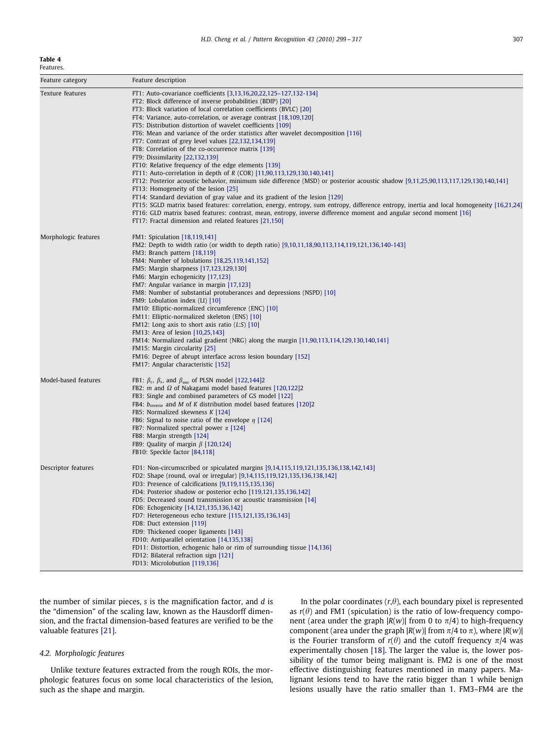**Table 4**
Features.

| Feature category | Feature description |
|---|---|
| Texture features | FT1: Auto-covariance coefficients [3,13,16,20,22,125–127,132–134] |
| | FT2: Block difference of inverse probabilities (BDIP) [20] |
| | FT3: Block variation of local correlation coefficients (BVLC) [20] |
| | FT4: Variance, auto-correlation, or average contrast [18,109,120] |
| | FT5: Distribution distortion of wavelet coefficients [109] |
| | FT6: Mean and variance of the order statistics after wavelet decomposition [116] |
| | FT7: Contrast of grey level values [22,132,134,139] |
| | FT8: Correlation of the co-occurrence matrix [139] |
| | FT9: Dissimilarity [22,132,139] |
| | FT10: Relative frequency of the edge elements [139] |
| | FT11: Auto-correlation in depth of $R$ (COR) [11,90,113,129,130,140,141] |
| | FT12: Posterior acoustic behavior, minimum side difference (MSD) or posterior acoustic shadow [9,11,25,90,113,117,129,130,140,141] |
| | FT13: Homogeneity of the lesion [25] |
| | FT14: Standard deviation of gray value and its gradient of the lesion [129] |
| | FT15: SGLD matrix based features: correlation, energy, entropy, sum entropy, difference entropy, inertia and local homogeneity [16,21,24] |
| | FT16: GLD matrix based features: contrast, mean, entropy, inverse difference moment and angular second moment [16] |
| | FT17: Fractal dimension and related features [21,150] |
| Morphologic features | FM1: Spiculation [18,119,141] |
| | FM2: Depth to width ratio (or width to depth ratio) [9,10,11,18,90,113,114,119,121,136,140-143] |
| | FM3: Branch pattern [18,119] |
| | FM4: Number of lobulations [18,25,119,141,152] |
| | FM5: Margin sharpness [17,123,129,130] |
| | FM6: Margin echogenicity [17,123] |
| | FM7: Angular variance in margin [17,123] |
| | FM8: Number of substantial protuberances and depressions (NSPD) [10] |
| | FM9: Lobulation index (LI) [10] |
| | FM10: Elliptic-normalized circumference (ENC) [10] |
| | FM11: Elliptic-normalized skeleton (ENS) [10] |
| | FM12: Long axis to short axis ratio ($L$:$S$) [10] |
| | FM13: Area of lesion [10,25,143] |
| | FM14: Normalized radial gradient (NRG) along the margin [11,90,113,114,129,130,140,141] |
| | FM15: Margin circularity [25] |
| | FM16: Degree of abrupt interface across lesion boundary [152] |
| | FM17: Angular characteristic [152] |
| Model-based features | FB1: $\beta_c$, $\beta_s$, and $\beta_{env}$ of PLSN model [122,144]2 |
| | FB2: $m$ and $\Omega$ of Nakagami model based features [120,122]2 |
| | FB3: Single and combined parameters of GS model [122] |
| | FB4: $b_{inverse}$ and $M$ of $K$ distribution model based features [120]2 |
| | FB5: Normalized skewness $K$ [124] |
| | FB6: Signal to noise ratio of the envelope $\eta$ [124] |
| | FB7: Normalized spectral power $\alpha$ [124] |
| | FB8: Margin strength [124] |
| | FB9: Quality of margin $\beta$ [120,124] |
| | FB10: Speckle factor [84,118] |
| Descriptor features | FD1: Non-circumscribed or spiculated margins [9,14,115,119,121,135,136,138,142,143] |
| | FD2: Shape (round, oval or irregular) [9,14,115,119,121,135,136,138,142] |
| | FD3: Presence of calcifications [9,119,115,135,136] |
| | FD4: Posterior shadow or posterior echo [119,121,135,136,142] |
| | FD5: Decreased sound transmission or acoustic transmission [14] |
| | FD6: Echogenicity [14,121,135,136,142] |
| | FD7: Heterogeneous echo texture [115,121,135,136,143] |
| | FD8: Duct extension [119] |
| | FD9: Thickened cooper ligaments [143] |
| | FD10: Antiparallel orientation [14,135,138] |
| | FD11: Distortion, echogenic halo or rim of surrounding tissue [14,136] |
| | FD12: Bilateral refraction sign [121] |
| | FD13: Microlobution [119,136] |

the number of similar pieces, $s$ is the magnification factor, and $d$ is the "dimension" of the scaling law, known as the Hausdorff dimension, and the fractal dimension-based features are verified to be the valuable features [21].

### 4.2. Morphologic features

Unlike texture features extracted from the rough ROIs, the morphologic features focus on some local characteristics of the lesion, such as the shape and margin.

In the polar coordinates $(r,\theta)$, each boundary pixel is represented as $r(\theta)$ and FM1 (spiculation) is the ratio of low-frequency component (area under the graph $|R(w)|$ from 0 to $\pi/4$) to high-frequency component (area under the graph $|R(w)|$ from $\pi/4$ to $\pi$), where $|R(w)|$ is the Fourier transform of $r(\theta)$ and the cutoff frequency $\pi/4$ was experimentally chosen [18]. The larger the value is, the lower possibility of the tumor being malignant is. FM2 is one of the most effective distinguishing features mentioned in many papers. Malignant lesions tend to have the ratio bigger than 1 while benign lesions usually have the ratio smaller than 1. FM3–FM4 are the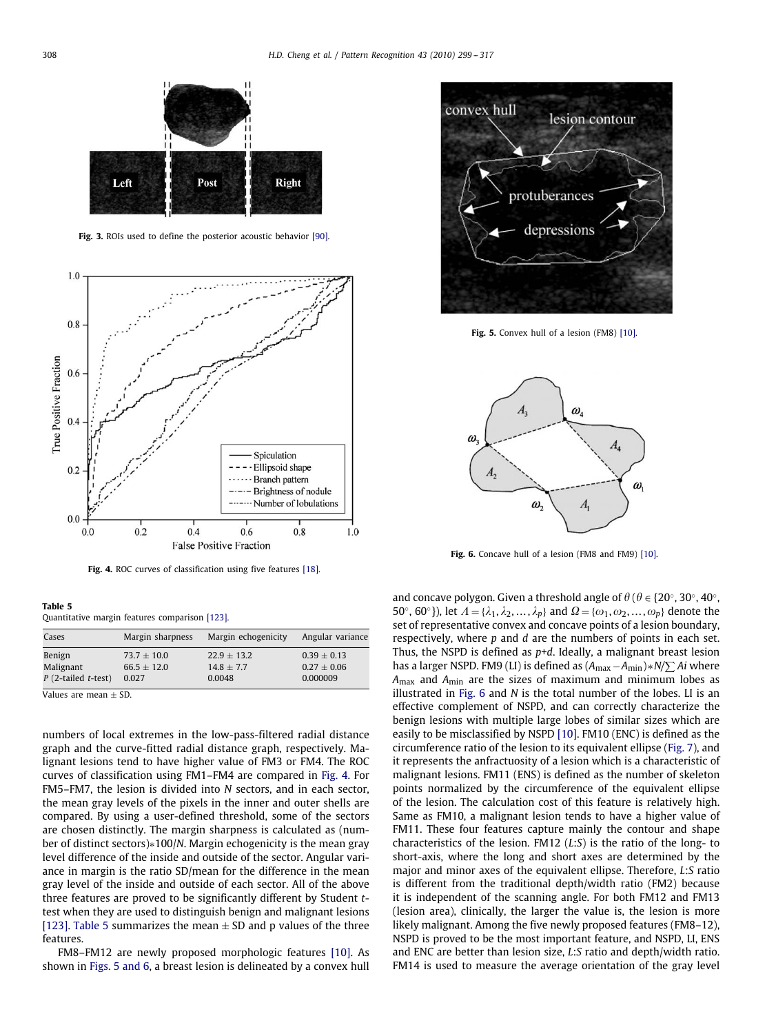Fig. 3. ROIs used to define the posterior acoustic behavior [90].

Fig. 4. ROC curves of classification using five features [18].

**Table 5**
Quantitative margin features comparison [123].

| Cases | Margin sharpness | Margin echogenicity | Angular variance |
|---|---|---|---|
| Benign | 73.7 ± 10.0 | 22.9 ± 13.2 | 0.39 ± 0.13 |
| Malignant | 66.5 ± 12.0 | 14.8 ± 7.7 | 0.27 ± 0.06 |
| *P* (2-tailed *t*-test) | 0.027 | 0.0048 | 0.000009 |

Values are mean ± SD.

numbers of local extremes in the low-pass-filtered radial distance graph and the curve-fitted radial distance graph, respectively. Malignant lesions tend to have higher value of FM3 or FM4. The ROC curves of classification using FM1–FM4 are compared in Fig. 4. For FM5–FM7, the lesion is divided into $N$ sectors, and in each sector, the mean gray levels of the pixels in the inner and outer shells are compared. By using a user-defined threshold, some of the sectors are chosen distinctly. The margin sharpness is calculated as (number of distinct sectors)*100/$N$. Margin echogenicity is the mean gray level difference of the inside and outside of the sector. Angular variance in margin is the ratio SD/mean for the difference in the mean gray level of the inside and outside of each sector. All of the above three features are proved to be significantly different by Student *t*-test when they are used to distinguish benign and malignant lesions [123]. Table 5 summarizes the mean ± SD and p values of the three features.

FM8–FM12 are newly proposed morphologic features [10]. As shown in Figs. 5 and 6, a breast lesion is delineated by a convex hull and concave polygon. Given a threshold angle of $\theta$ ($\theta \in \{20^\circ, 30^\circ, 40^\circ, 50^\circ, 60^\circ\}$), let $\Lambda = \{\lambda_1, \lambda_2, \ldots, \lambda_p\}$ and $\Omega = \{\omega_1, \omega_2, \ldots, \omega_p\}$ denote the set of representative convex and concave points of a lesion boundary, respectively, where $p$ and $d$ are the numbers of points in each set. Thus, the NSPD is defined as $p$+$d$. Ideally, a malignant breast lesion has a larger NSPD. FM9 (LI) is defined as $(A_{\max} - A_{\min}) * N / \sum Ai$ where $A_{\max}$ and $A_{\min}$ are the sizes of maximum and minimum lobes as illustrated in Fig. 6 and $N$ is the total number of the lobes. LI is an effective complement of NSPD, and can correctly characterize the benign lesions with multiple large lobes of similar sizes which are easily to be misclassified by NSPD [10]. FM10 (ENC) is defined as the circumference ratio of the lesion to its equivalent ellipse (Fig. 7), and it represents the anfractuosity of a lesion which is a characteristic of malignant lesions. FM11 (ENS) is defined as the number of skeleton points normalized by the circumference of the equivalent ellipse of the lesion. The calculation cost of this feature is relatively high. Same as FM10, a malignant lesion tends to have a higher value of FM11. These four features capture mainly the contour and shape characteristics of the lesion. FM12 ($L$:$S$) is the ratio of the long- to short-axis, where the long and short axes are determined by the major and minor axes of the equivalent ellipse. Therefore, $L$:$S$ ratio is different from the traditional depth/width ratio (FM2) because it is independent of the scanning angle. For both FM12 and FM13 (lesion area), clinically, the larger the value is, the lesion is more likely malignant. Among the five newly proposed features (FM8–12), NSPD is proved to be the most important feature, and NSPD, LI, ENS and ENC are better than lesion size, $L$:$S$ ratio and depth/width ratio. FM14 is used to measure the average orientation of the gray level

Fig. 5. Convex hull of a lesion (FM8) [10].

Fig. 6. Concave hull of a lesion (FM8 and FM9) [10].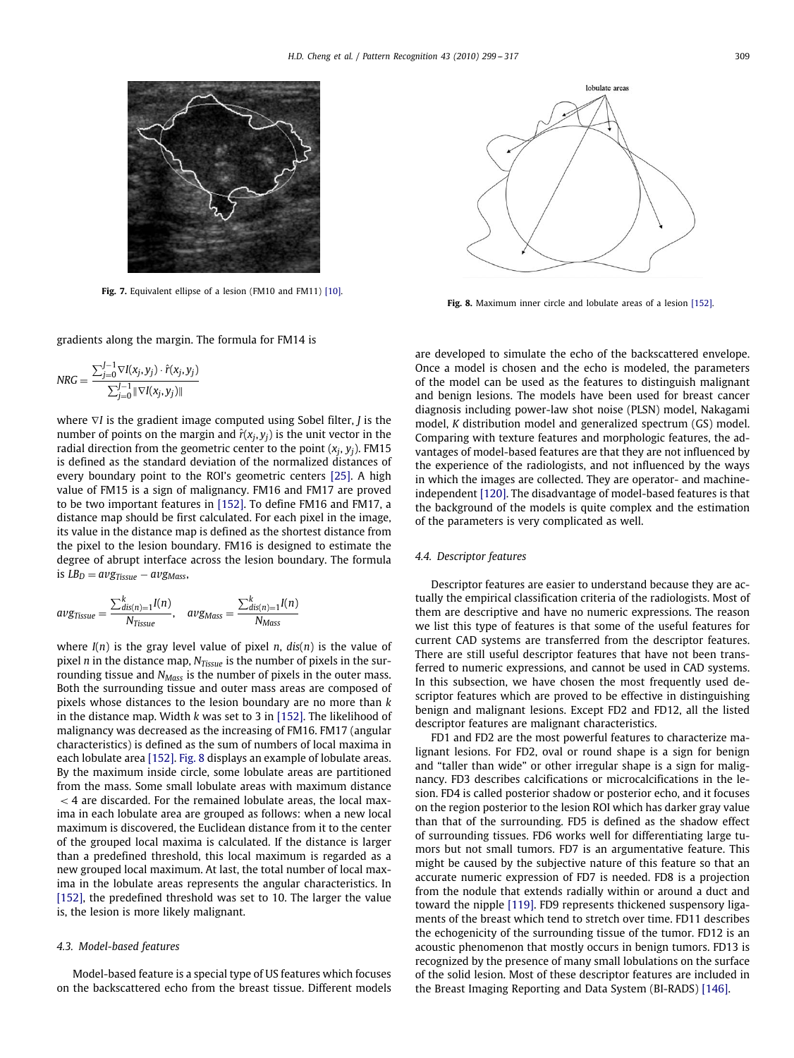Fig. 7. Equivalent ellipse of a lesion (FM10 and FM11) [10].

lobulate areas

Fig. 8. Maximum inner circle and lobulate areas of a lesion [152].

gradients along the margin. The formula for FM14 is

$$NRG = \frac{\sum_{j=0}^{J-1} \nabla I(x_j, y_j) \cdot \hat{r}(x_j, y_j)}{\sum_{j=0}^{J-1} \|\nabla I(x_j, y_j)\|}$$

where $\nabla I$ is the gradient image computed using Sobel filter, $J$ is the number of points on the margin and $\hat{r}(x_j, y_j)$ is the unit vector in the radial direction from the geometric center to the point $(x_j, y_j)$. FM15 is defined as the standard deviation of the normalized distances of every boundary point to the ROI's geometric centers [25]. A high value of FM15 is a sign of malignancy. FM16 and FM17 are proved to be two important features in [152]. To define FM16 and FM17, a distance map should be first calculated. For each pixel in the image, its value in the distance map is defined as the shortest distance from the pixel to the lesion boundary. FM16 is designed to estimate the degree of abrupt interface across the lesion boundary. The formula is $LB_D = avg_{Tissue} - avg_{Mass}$,

$$avg_{Tissue} = \frac{\sum_{dis(n)=1}^{k} I(n)}{N_{Tissue}}, \quad avg_{Mass} = \frac{\sum_{dis(n)=1}^{k} I(n)}{N_{Mass}}$$

where $I(n)$ is the gray level value of pixel $n$, $dis(n)$ is the value of pixel $n$ in the distance map, $N_{Tissue}$ is the number of pixels in the surrounding tissue and $N_{Mass}$ is the number of pixels in the outer mass. Both the surrounding tissue and outer mass areas are composed of pixels whose distances to the lesion boundary are no more than $k$ in the distance map. Width $k$ was set to 3 in [152]. The likelihood of malignancy was decreased as the increasing of FM16. FM17 (angular characteristics) is defined as the sum of numbers of local maxima in each lobulate area [152]. Fig. 8 displays an example of lobulate areas. By the maximum inside circle, some lobulate areas are partitioned from the mass. Some small lobulate areas with maximum distance $< 4$ are discarded. For the remained lobulate areas, the local maxima in each lobulate area are grouped as follows: when a new local maximum is discovered, the Euclidean distance from it to the center of the grouped local maxima is calculated. If the distance is larger than a predefined threshold, this local maximum is regarded as a new grouped local maximum. At last, the total number of local maxima in the lobulate areas represents the angular characteristics. In [152], the predefined threshold was set to 10. The larger the value is, the lesion is more likely malignant.

### 4.3. Model-based features

Model-based feature is a special type of US features which focuses on the backscattered echo from the breast tissue. Different models are developed to simulate the echo of the backscattered envelope. Once a model is chosen and the echo is modeled, the parameters of the model can be used as the features to distinguish malignant and benign lesions. The models have been used for breast cancer diagnosis including power-law shot noise (PLSN) model, Nakagami model, $K$ distribution model and generalized spectrum (GS) model. Comparing with texture features and morphologic features, the advantages of model-based features are that they are not influenced by the experience of the radiologists, and not influenced by the ways in which the images are collected. They are operator- and machine-independent [120]. The disadvantage of model-based features is that the background of the models is quite complex and the estimation of the parameters is very complicated as well.

### 4.4. Descriptor features

Descriptor features are easier to understand because they are actually the empirical classification criteria of the radiologists. Most of them are descriptive and have no numeric expressions. The reason we list this type of features is that some of the useful features for current CAD systems are transferred from the descriptor features. There are still useful descriptor features that have not been transferred to numeric expressions, and cannot be used in CAD systems. In this subsection, we have chosen the most frequently used descriptor features which are proved to be effective in distinguishing benign and malignant lesions. Except FD2 and FD12, all the listed descriptor features are malignant characteristics.

FD1 and FD2 are the most powerful features to characterize malignant lesions. For FD2, oval or round shape is a sign for benign and "taller than wide" or other irregular shape is a sign for malignancy. FD3 describes calcifications or microcalcifications in the lesion. FD4 is called posterior shadow or posterior echo, and it focuses on the region posterior to the lesion ROI which has darker gray value than that of the surrounding. FD5 is defined as the shadow effect of surrounding tissues. FD6 works well for differentiating large tumors but not small tumors. FD7 is an argumentative feature. This might be caused by the subjective nature of this feature so that an accurate numeric expression of FD7 is needed. FD8 is a projection from the nodule that extends radially within or around a duct and toward the nipple [119]. FD9 represents thickened suspensory ligaments of the breast which tend to stretch over time. FD11 describes the echogenicity of the surrounding tissue of the tumor. FD12 is an acoustic phenomenon that mostly occurs in benign tumors. FD13 is recognized by the presence of many small lobulations on the surface of the solid lesion. Most of these descriptor features are included in the Breast Imaging Reporting and Data System (BI-RADS) [146].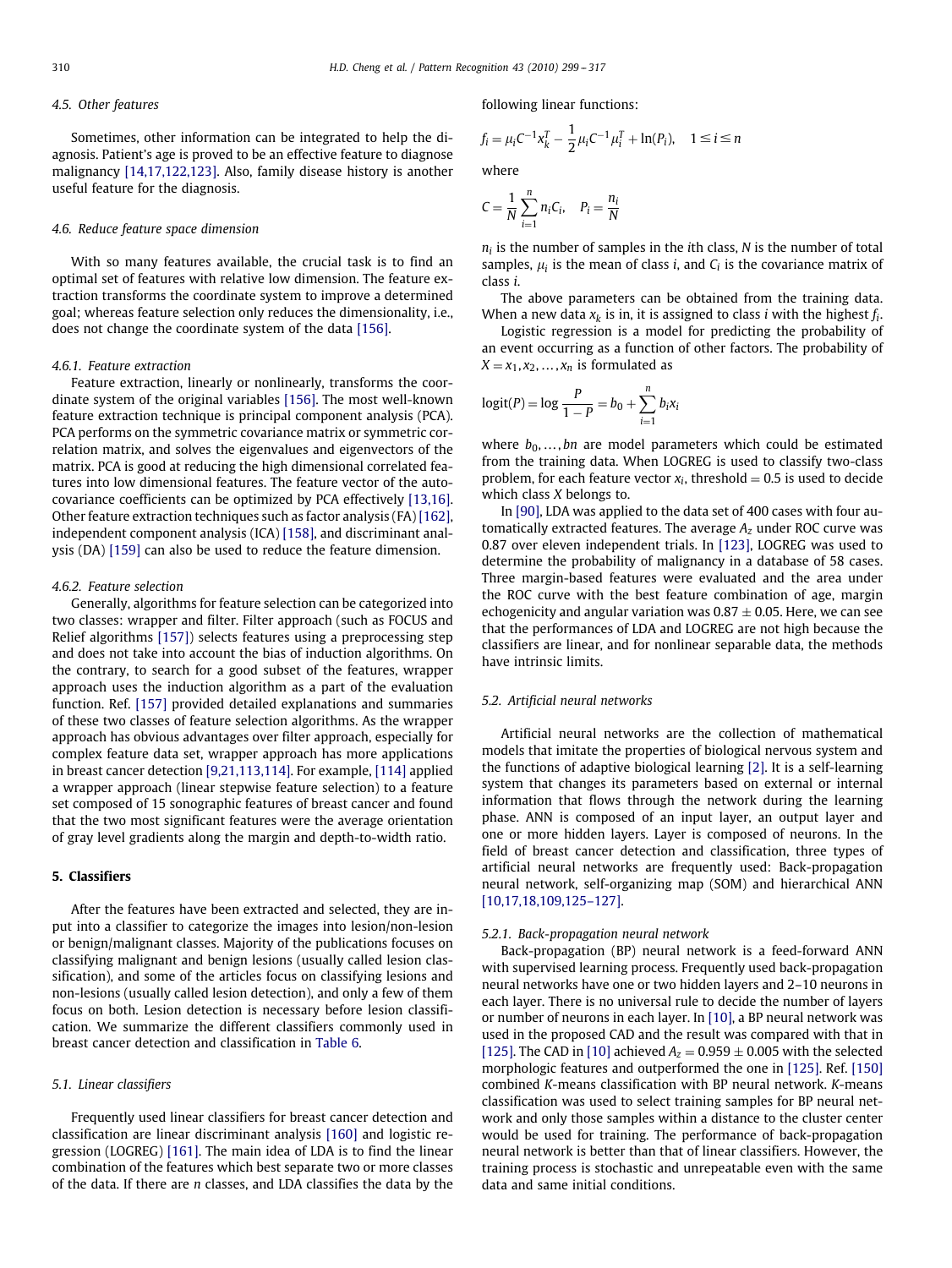### 4.5. Other features

Sometimes, other information can be integrated to help the diagnosis. Patient's age is proved to be an effective feature to diagnose malignancy [14,17,122,123]. Also, family disease history is another useful feature for the diagnosis.

### 4.6. Reduce feature space dimension

With so many features available, the crucial task is to find an optimal set of features with relative low dimension. The feature extraction transforms the coordinate system to improve a determined goal; whereas feature selection only reduces the dimensionality, i.e., does not change the coordinate system of the data [156].

#### 4.6.1. Feature extraction

Feature extraction, linearly or nonlinearly, transforms the coordinate system of the original variables [156]. The most well-known feature extraction technique is principal component analysis (PCA). PCA performs on the symmetric covariance matrix or symmetric correlation matrix, and solves the eigenvalues and eigenvectors of the matrix. PCA is good at reducing the high dimensional correlated features into low dimensional features. The feature vector of the autocovariance coefficients can be optimized by PCA effectively [13,16]. Other feature extraction techniques such as factor analysis (FA) [162], independent component analysis (ICA) [158], and discriminant analysis (DA) [159] can also be used to reduce the feature dimension.

#### 4.6.2. Feature selection

Generally, algorithms for feature selection can be categorized into two classes: wrapper and filter. Filter approach (such as FOCUS and Relief algorithms [157]) selects features using a preprocessing step and does not take into account the bias of induction algorithms. On the contrary, to search for a good subset of the features, wrapper approach uses the induction algorithm as a part of the evaluation function. Ref. [157] provided detailed explanations and summaries of these two classes of feature selection algorithms. As the wrapper approach has obvious advantages over filter approach, especially for complex feature data set, wrapper approach has more applications in breast cancer detection [9,21,113,114]. For example, [114] applied a wrapper approach (linear stepwise feature selection) to a feature set composed of 15 sonographic features of breast cancer and found that the two most significant features were the average orientation of gray level gradients along the margin and depth-to-width ratio.

## 5. Classifiers

After the features have been extracted and selected, they are input into a classifier to categorize the images into lesion/non-lesion or benign/malignant classes. Majority of the publications focuses on classifying malignant and benign lesions (usually called lesion classification), and some of the articles focus on classifying lesions and non-lesions (usually called lesion detection), and only a few of them focus on both. Lesion detection is necessary before lesion classification. We summarize the different classifiers commonly used in breast cancer detection and classification in Table 6.

### 5.1. Linear classifiers

Frequently used linear classifiers for breast cancer detection and classification are linear discriminant analysis [160] and logistic regression (LOGREG) [161]. The main idea of LDA is to find the linear combination of the features which best separate two or more classes of the data. If there are $n$ classes, and LDA classifies the data by the following linear functions:

$$f_i = \mu_i C^{-1} x_k^T - \frac{1}{2}\mu_i C^{-1} \mu_i^T + \ln(P_i), \quad 1 \le i \le n$$

where

$$C = \frac{1}{N}\sum_{i=1}^{n} n_i C_i, \quad P_i = \frac{n_i}{N}$$

$n_i$ is the number of samples in the $i$th class, $N$ is the number of total samples, $\mu_i$ is the mean of class $i$, and $C_i$ is the covariance matrix of class $i$.

The above parameters can be obtained from the training data. When a new data $x_k$ is in, it is assigned to class $i$ with the highest $f_i$.

Logistic regression is a model for predicting the probability of an event occurring as a function of other factors. The probability of $X = x_1, x_2, \ldots, x_n$ is formulated as

$$\text{logit}(P) = \log \frac{P}{1-P} = b_0 + \sum_{i=1}^{n} b_i x_i$$

where $b_0, \ldots, bn$ are model parameters which could be estimated from the training data. When LOGREG is used to classify two-class problem, for each feature vector $x_i$, threshold $= 0.5$ is used to decide which class $X$ belongs to.

In [90], LDA was applied to the data set of 400 cases with four automatically extracted features. The average $A_z$ under ROC curve was 0.87 over eleven independent trials. In [123], LOGREG was used to determine the probability of malignancy in a database of 58 cases. Three margin-based features were evaluated and the area under the ROC curve with the best feature combination of age, margin echogenicity and angular variation was $0.87 \pm 0.05$. Here, we can see that the performances of LDA and LOGREG are not high because the classifiers are linear, and for nonlinear separable data, the methods have intrinsic limits.

### 5.2. Artificial neural networks

Artificial neural networks are the collection of mathematical models that imitate the properties of biological nervous system and the functions of adaptive biological learning [2]. It is a self-learning system that changes its parameters based on external or internal information that flows through the network during the learning phase. ANN is composed of an input layer, an output layer and one or more hidden layers. Layer is composed of neurons. In the field of breast cancer detection and classification, three types of artificial neural networks are frequently used: Back-propagation neural network, self-organizing map (SOM) and hierarchical ANN [10,17,18,109,125–127].

#### 5.2.1. Back-propagation neural network

Back-propagation (BP) neural network is a feed-forward ANN with supervised learning process. Frequently used back-propagation neural networks have one or two hidden layers and 2–10 neurons in each layer. There is no universal rule to decide the number of layers or number of neurons in each layer. In [10], a BP neural network was used in the proposed CAD and the result was compared with that in [125]. The CAD in [10] achieved $A_z = 0.959 \pm 0.005$ with the selected morphologic features and outperformed the one in [125]. Ref. [150] combined $K$-means classification with BP neural network. $K$-means classification was used to select training samples for BP neural network and only those samples within a distance to the cluster center would be used for training. The performance of back-propagation neural network is better than that of linear classifiers. However, the training process is stochastic and unrepeatable even with the same data and same initial conditions.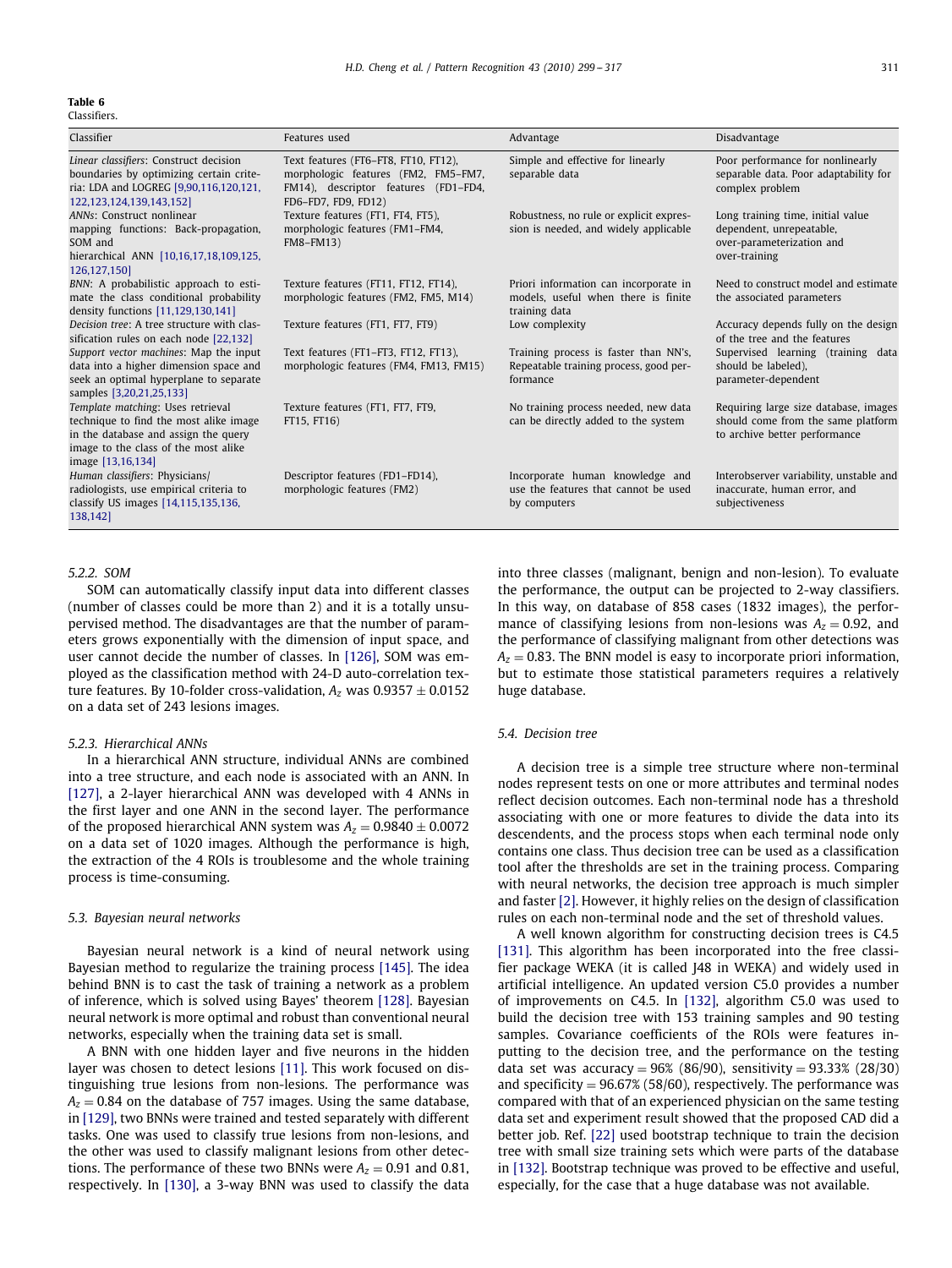**Table 6**
Classifiers.

| Classifier | Features used | Advantage | Disadvantage |
|---|---|---|---|
| *Linear classifiers*: Construct decision boundaries by optimizing certain criteria: LDA and LOGREG [9,90,116,120,121,122,123,124,139,143,152] | Text features (FT6–FT8, FT10, FT12), morphologic features (FM2, FM5–FM7, FM14), descriptor features (FD1–FD4, FD6–FD7, FD9, FD12) | Simple and effective for linearly separable data | Poor performance for nonlinearly separable data. Poor adaptability for complex problem |
| *ANNs*: Construct nonlinear mapping functions: Back-propagation, SOM and hierarchical ANN [10,16,17,18,109,125,126,127,150] | Texture features (FT1, FT4, FT5), morphologic features (FM1–FM4, FM8–FM13) | Robustness, no rule or explicit expression is needed, and widely applicable | Long training time, initial value dependent, unrepeatable, over-parameterization and over-training |
| *BNN*: A probabilistic approach to estimate the class conditional probability density functions [11,129,130,141] | Texture features (FT11, FT12, FT14), morphologic features (FM2, FM5, M14) | Priori information can incorporate in models, useful when there is finite training data | Need to construct model and estimate the associated parameters |
| *Decision tree*: A tree structure with classification rules on each node [22,132] | Texture features (FT1, FT7, FT9) | Low complexity | Accuracy depends fully on the design of the tree and the features |
| *Support vector machines*: Map the input data into a higher dimension space and seek an optimal hyperplane to separate samples [3,20,21,25,133] | Text features (FT1–FT3, FT12, FT13), morphologic features (FM4, FM13, FM15) | Training process is faster than NN's, Repeatable training process, good performance | Supervised learning (training data should be labeled), parameter-dependent |
| *Template matching*: Uses retrieval technique to find the most alike image in the database and assign the query image to the class of the most alike image [13,16,134] | Texture features (FT1, FT7, FT9, FT15, FT16) | No training process needed, new data can be directly added to the system | Requiring large size database, images should come from the same platform to archive better performance |
| *Human classifiers*: Physicians/radiologists, use empirical criteria to classify US images [14,115,135,136,138,142] | Descriptor features (FD1–FD14), morphologic features (FM2) | Incorporate human knowledge and use the features that cannot be used by computers | Interobserver variability, unstable and inaccurate, human error, and subjectiveness |

#### 5.2.2. SOM

SOM can automatically classify input data into different classes (number of classes could be more than 2) and it is a totally unsupervised method. The disadvantages are that the number of parameters grows exponentially with the dimension of input space, and user cannot decide the number of classes. In [126], SOM was employed as the classification method with 24-D auto-correlation texture features. By 10-folder cross-validation, $A_z$ was $0.9357 \pm 0.0152$ on a data set of 243 lesions images.

#### 5.2.3. Hierarchical ANNs

In a hierarchical ANN structure, individual ANNs are combined into a tree structure, and each node is associated with an ANN. In [127], a 2-layer hierarchical ANN was developed with 4 ANNs in the first layer and one ANN in the second layer. The performance of the proposed hierarchical ANN system was $A_z = 0.9840 \pm 0.0072$ on a data set of 1020 images. Although the performance is high, the extraction of the 4 ROIs is troublesome and the whole training process is time-consuming.

### 5.3. Bayesian neural networks

Bayesian neural network is a kind of neural network using Bayesian method to regularize the training process [145]. The idea behind BNN is to cast the task of training a network as a problem of inference, which is solved using Bayes' theorem [128]. Bayesian neural network is more optimal and robust than conventional neural networks, especially when the training data set is small.

A BNN with one hidden layer and five neurons in the hidden layer was chosen to detect lesions [11]. This work focused on distinguishing true lesions from non-lesions. The performance was $A_z = 0.84$ on the database of 757 images. Using the same database, in [129], two BNNs were trained and tested separately with different tasks. One was used to classify true lesions from non-lesions, and the other was used to classify malignant lesions from other detections. The performance of these two BNNs were $A_z = 0.91$ and 0.81, respectively. In [130], a 3-way BNN was used to classify the data into three classes (malignant, benign and non-lesion). To evaluate the performance, the output can be projected to 2-way classifiers. In this way, on database of 858 cases (1832 images), the performance of classifying lesions from non-lesions was $A_z = 0.92$, and the performance of classifying malignant from other detections was $A_z = 0.83$. The BNN model is easy to incorporate priori information, but to estimate those statistical parameters requires a relatively huge database.

### 5.4. Decision tree

A decision tree is a simple tree structure where non-terminal nodes represent tests on one or more attributes and terminal nodes reflect decision outcomes. Each non-terminal node has a threshold associating with one or more features to divide the data into its descendents, and the process stops when each terminal node only contains one class. Thus decision tree can be used as a classification tool after the thresholds are set in the training process. Comparing with neural networks, the decision tree approach is much simpler and faster [2]. However, it highly relies on the design of classification rules on each non-terminal node and the set of threshold values.

A well known algorithm for constructing decision trees is C4.5 [131]. This algorithm has been incorporated into the free classifier package WEKA (it is called J48 in WEKA) and widely used in artificial intelligence. An updated version C5.0 provides a number of improvements on C4.5. In [132], algorithm C5.0 was used to build the decision tree with 153 training samples and 90 testing samples. Covariance coefficients of the ROIs were features inputting to the decision tree, and the performance on the testing data set was accuracy = 96% (86/90), sensitivity = 93.33% (28/30) and specificity = 96.67% (58/60), respectively. The performance was compared with that of an experienced physician on the same testing data set and experiment result showed that the proposed CAD did a better job. Ref. [22] used bootstrap technique to train the decision tree with small size training sets which were parts of the database in [132]. Bootstrap technique was proved to be effective and useful, especially, for the case that a huge database was not available.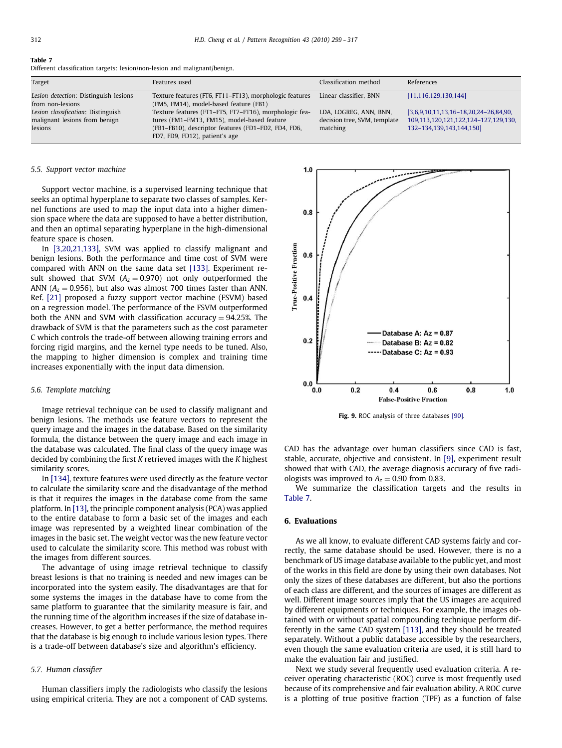**Table 7**
Different classification targets: lesion/non-lesion and malignant/benign.

| Target | Features used | Classification method | References |
|---|---|---|---|
| *Lesion detection*: Distinguish lesions from non-lesions | Texture features (FT6, FT11–FT13), morphologic features (FM5, FM14), model-based feature (FB1) | Linear classifier, BNN | [11,116,129,130,144] |
| *Lesion classification*: Distinguish malignant lesions from benign lesions | Texture features (FT1–FT5, FT7–FT16), morphologic features (FM1–FM13, FM15), model-based feature (FB1–FB10), descriptor features (FD1–FD2, FD4, FD6, FD7, FD9, FD12), patient's age | LDA, LOGREG, ANN, BNN, decision tree, SVM, template matching | [3,6,9,10,11,13,16–18,20,24–26,84,90, 109,113,120,121,122,124–127,129,130, 132–134,139,143,144,150] |

### 5.5. Support vector machine

Support vector machine, is a supervised learning technique that seeks an optimal hyperplane to separate two classes of samples. Kernel functions are used to map the input data into a higher dimension space where the data are supposed to have a better distribution, and then an optimal separating hyperplane in the high-dimensional feature space is chosen.

In [3,20,21,133], SVM was applied to classify malignant and benign lesions. Both the performance and time cost of SVM were compared with ANN on the same data set [133]. Experiment result showed that SVM ($A_z = 0.970$) not only outperformed the ANN ($A_z = 0.956$), but also was almost 700 times faster than ANN. Ref. [21] proposed a fuzzy support vector machine (FSVM) based on a regression model. The performance of the FSVM outperformed both the ANN and SVM with classification accuracy = 94.25%. The drawback of SVM is that the parameters such as the cost parameter C which controls the trade-off between allowing training errors and forcing rigid margins, and the kernel type needs to be tuned. Also, the mapping to higher dimension is complex and training time increases exponentially with the input data dimension.

### 5.6. Template matching

Image retrieval technique can be used to classify malignant and benign lesions. The methods use feature vectors to represent the query image and the images in the database. Based on the similarity formula, the distance between the query image and each image in the database was calculated. The final class of the query image was decided by combining the first K retrieved images with the K highest similarity scores.

In [134], texture features were used directly as the feature vector to calculate the similarity score and the disadvantage of the method is that it requires the images in the database come from the same platform. In [13], the principle component analysis (PCA) was applied to the entire database to form a basic set of the images and each image was represented by a weighted linear combination of the images in the basic set. The weight vector was the new feature vector used to calculate the similarity score. This method was robust with the images from different sources.

The advantage of using image retrieval technique to classify breast lesions is that no training is needed and new images can be incorporated into the system easily. The disadvantages are that for some systems the images in the database have to come from the same platform to guarantee that the similarity measure is fair, and the running time of the algorithm increases if the size of database increases. However, to get a better performance, the method requires that the database is big enough to include various lesion types. There is a trade-off between database's size and algorithm's efficiency.

### 5.7. Human classifier

Human classifiers imply the radiologists who classify the lesions using empirical criteria. They are not a component of CAD systems.

True-Positive Fraction
False-Positive Fraction
1.0
0.8
0.6
0.4
0.2
0.0
0.0 0.2 0.4 0.6 0.8 1.0
Database A: Az = 0.87
Database B: Az = 0.82
Database C: Az = 0.93

**Fig. 9.** ROC analysis of three databases [90].

CAD has the advantage over human classifiers since CAD is fast, stable, accurate, objective and consistent. In [9], experiment result showed that with CAD, the average diagnosis accuracy of five radiologists was improved to $A_z = 0.90$ from 0.83.

We summarize the classification targets and the results in Table 7.

## 6. Evaluations

As we all know, to evaluate different CAD systems fairly and correctly, the same database should be used. However, there is no a benchmark of US image database available to the public yet, and most of the works in this field are done by using their own databases. Not only the sizes of these databases are different, but also the portions of each class are different, and the sources of images are different as well. Different image sources imply that the US images are acquired by different equipments or techniques. For example, the images obtained with or without spatial compounding technique perform differently in the same CAD system [113], and they should be treated separately. Without a public database accessible by the researchers, even though the same evaluation criteria are used, it is still hard to make the evaluation fair and justified.

Next we study several frequently used evaluation criteria. A receiver operating characteristic (ROC) curve is most frequently used because of its comprehensive and fair evaluation ability. A ROC curve is a plotting of true positive fraction (TPF) as a function of false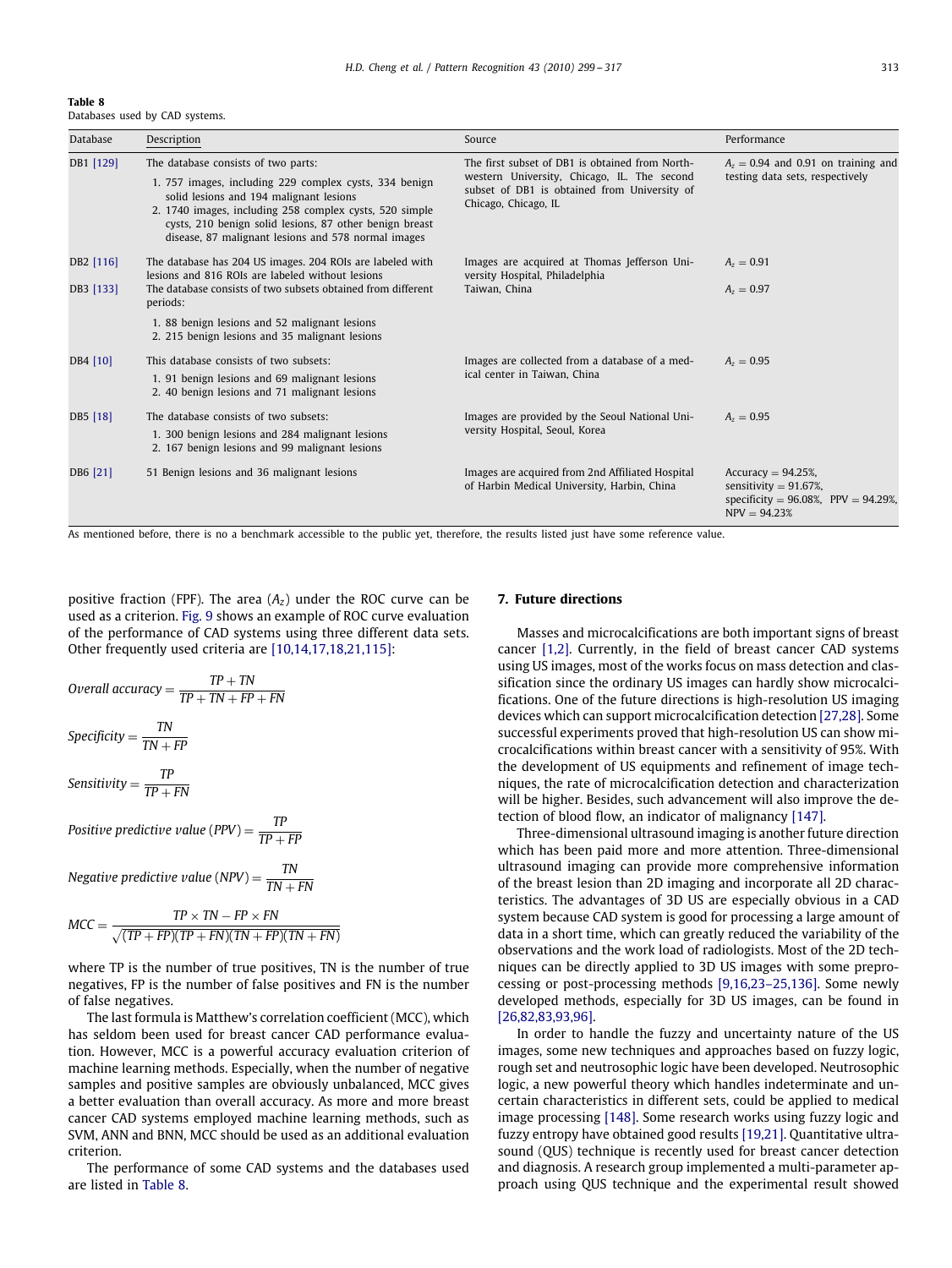**Table 8**
Databases used by CAD systems.

| Database | Description | Source | Performance |
|---|---|---|---|
| DB1 [129] | The database consists of two parts: 1. 757 images, including 229 complex cysts, 334 benign solid lesions and 194 malignant lesions 2. 1740 images, including 258 complex cysts, 520 simple cysts, 210 benign solid lesions, 87 other benign breast disease, 87 malignant lesions and 578 normal images | The first subset of DB1 is obtained from Northwestern University, Chicago, IL. The second subset of DB1 is obtained from University of Chicago, Chicago, IL | $A_z = 0.94$ and 0.91 on training and testing data sets, respectively |
| DB2 [116] | The database has 204 US images. 204 ROIs are labeled with lesions and 816 ROIs are labeled without lesions | Images are acquired at Thomas Jefferson University Hospital, Philadelphia | $A_z = 0.91$ |
| DB3 [133] | The database consists of two subsets obtained from different periods: 1. 88 benign lesions and 52 malignant lesions 2. 215 benign lesions and 35 malignant lesions | Taiwan, China | $A_z = 0.97$ |
| DB4 [10] | This database consists of two subsets: 1. 91 benign lesions and 69 malignant lesions 2. 40 benign lesions and 71 malignant lesions | Images are collected from a database of a medical center in Taiwan, China | $A_z = 0.95$ |
| DB5 [18] | The database consists of two subsets: 1. 300 benign lesions and 284 malignant lesions 2. 167 benign lesions and 99 malignant lesions | Images are provided by the Seoul National University Hospital, Seoul, Korea | $A_z = 0.95$ |
| DB6 [21] | 51 Benign lesions and 36 malignant lesions | Images are acquired from 2nd Affiliated Hospital of Harbin Medical University, Harbin, China | Accuracy = 94.25%, sensitivity = 91.67%, specificity = 96.08%, PPV = 94.29%, NPV = 94.23% |

As mentioned before, there is no a benchmark accessible to the public yet, therefore, the results listed just have some reference value.

positive fraction (FPF). The area ($A_z$) under the ROC curve can be used as a criterion. Fig. 9 shows an example of ROC curve evaluation of the performance of CAD systems using three different data sets. Other frequently used criteria are [10,14,17,18,21,115]:

$$\textit{Overall accuracy} = \frac{TP + TN}{TP + TN + FP + FN}$$

$$\textit{Specificity} = \frac{TN}{TN + FP}$$

$$\textit{Sensitivity} = \frac{TP}{TP + FN}$$

$$\textit{Positive predictive value (PPV)} = \frac{TP}{TP + FP}$$

$$\textit{Negative predictive value (NPV)} = \frac{TN}{TN + FN}$$

$$MCC = \frac{TP \times TN - FP \times FN}{\sqrt{(TP + FP)(TP + FN)(TN + FP)(TN + FN)}}$$

where TP is the number of true positives, TN is the number of true negatives, FP is the number of false positives and FN is the number of false negatives.

The last formula is Matthew's correlation coefficient (MCC), which has seldom been used for breast cancer CAD performance evaluation. However, MCC is a powerful accuracy evaluation criterion of machine learning methods. Especially, when the number of negative samples and positive samples are obviously unbalanced, MCC gives a better evaluation than overall accuracy. As more and more breast cancer CAD systems employed machine learning methods, such as SVM, ANN and BNN, MCC should be used as an additional evaluation criterion.

The performance of some CAD systems and the databases used are listed in Table 8.

## 7. Future directions

Masses and microcalcifications are both important signs of breast cancer [1,2]. Currently, in the field of breast cancer CAD systems using US images, most of the works focus on mass detection and classification since the ordinary US images can hardly show microcalcifications. One of the future directions is high-resolution US imaging devices which can support microcalcification detection [27,28]. Some successful experiments proved that high-resolution US can show microcalcifications within breast cancer with a sensitivity of 95%. With the development of US equipments and refinement of image techniques, the rate of microcalcification detection and characterization will be higher. Besides, such advancement will also improve the detection of blood flow, an indicator of malignancy [147].

Three-dimensional ultrasound imaging is another future direction which has been paid more and more attention. Three-dimensional ultrasound imaging can provide more comprehensive information of the breast lesion than 2D imaging and incorporate all 2D characteristics. The advantages of 3D US are especially obvious in a CAD system because CAD system is good for processing a large amount of data in a short time, which can greatly reduced the variability of the observations and the work load of radiologists. Most of the 2D techniques can be directly applied to 3D US images with some preprocessing or post-processing methods [9,16,23–25,136]. Some newly developed methods, especially for 3D US images, can be found in [26,82,83,93,96].

In order to handle the fuzzy and uncertainty nature of the US images, some new techniques and approaches based on fuzzy logic, rough set and neutrosophic logic have been developed. Neutrosophic logic, a new powerful theory which handles indeterminate and uncertain characteristics in different sets, could be applied to medical image processing [148]. Some research works using fuzzy logic and fuzzy entropy have obtained good results [19,21]. Quantitative ultrasound (QUS) technique is recently used for breast cancer detection and diagnosis. A research group implemented a multi-parameter approach using QUS technique and the experimental result showed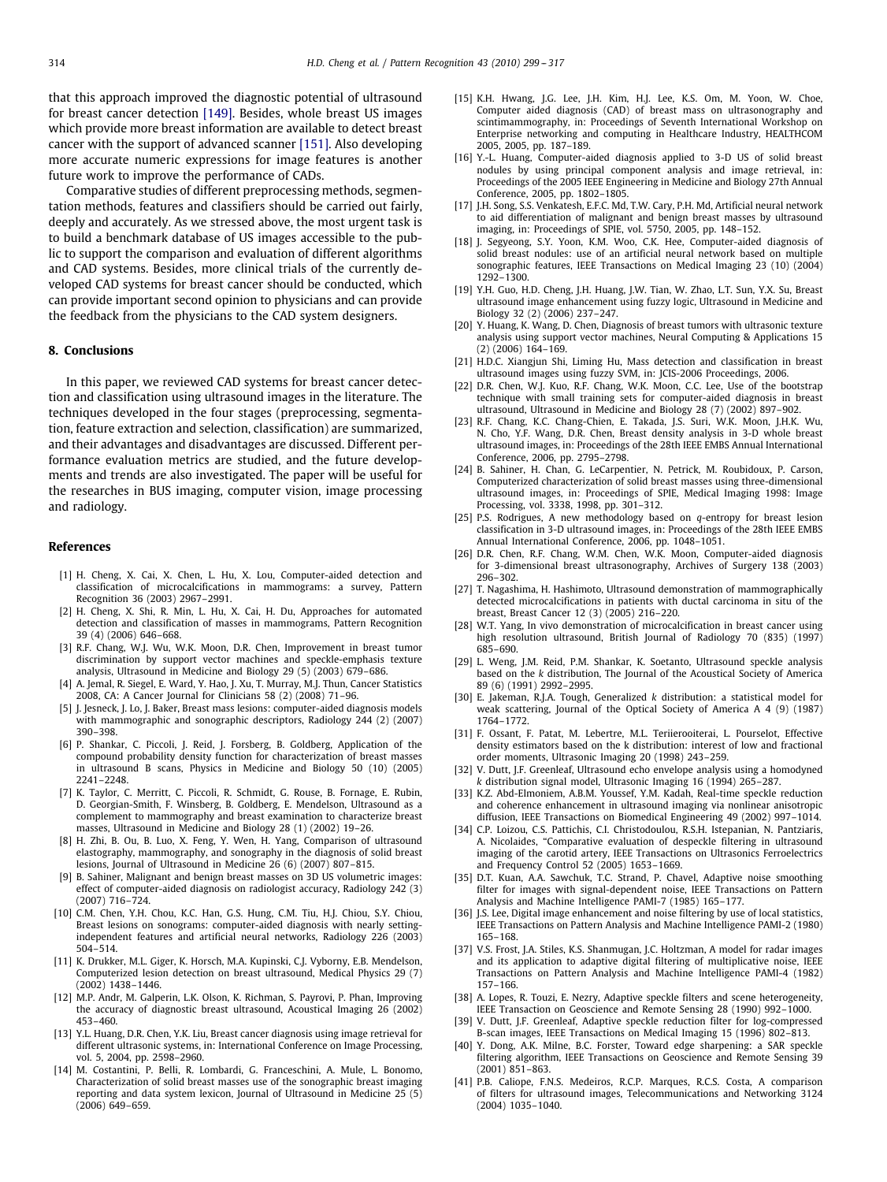that this approach improved the diagnostic potential of ultrasound for breast cancer detection [149]. Besides, whole breast US images which provide more breast information are available to detect breast cancer with the support of advanced scanner [151]. Also developing more accurate numeric expressions for image features is another future work to improve the performance of CADs.

Comparative studies of different preprocessing methods, segmentation methods, features and classifiers should be carried out fairly, deeply and accurately. As we stressed above, the most urgent task is to build a benchmark database of US images accessible to the public to support the comparison and evaluation of different algorithms and CAD systems. Besides, more clinical trials of the currently developed CAD systems for breast cancer should be conducted, which can provide important second opinion to physicians and can provide the feedback from the physicians to the CAD system designers.

## 8. Conclusions

In this paper, we reviewed CAD systems for breast cancer detection and classification using ultrasound images in the literature. The techniques developed in the four stages (preprocessing, segmentation, feature extraction and selection, classification) are summarized, and their advantages and disadvantages are discussed. Different performance evaluation metrics are studied, and the future developments and trends are also investigated. The paper will be useful for the researches in BUS imaging, computer vision, image processing and radiology.

## References

[1] H. Cheng, X. Cai, X. Chen, L. Hu, X. Lou, Computer-aided detection and classification of microcalcifications in mammograms: a survey, Pattern Recognition 36 (2003) 2967–2991.

[2] H. Cheng, X. Shi, R. Min, L. Hu, X. Cai, H. Du, Approaches for automated detection and classification of masses in mammograms, Pattern Recognition 39 (4) (2006) 646–668.

[3] R.F. Chang, W.J. Wu, W.K. Moon, D.R. Chen, Improvement in breast tumor discrimination by support vector machines and speckle-emphasis texture analysis, Ultrasound in Medicine and Biology 29 (5) (2003) 679–686.

[4] A. Jemal, R. Siegel, E. Ward, Y. Hao, J. Xu, T. Murray, M.J. Thun, Cancer Statistics 2008, CA: A Cancer Journal for Clinicians 58 (2) (2008) 71–96.

[5] J. Jesneck, J. Lo, J. Baker, Breast mass lesions: computer-aided diagnosis models with mammographic and sonographic descriptors, Radiology 244 (2) (2007) 390–398.

[6] P. Shankar, C. Piccoli, J. Reid, J. Forsberg, B. Goldberg, Application of the compound probability density function for characterization of breast masses in ultrasound B scans, Physics in Medicine and Biology 50 (10) (2005) 2241–2248.

[7] K. Taylor, C. Merritt, C. Piccoli, R. Schmidt, G. Rouse, B. Fornage, E. Rubin, D. Georgian-Smith, F. Winsberg, B. Goldberg, E. Mendelson, Ultrasound as a complement to mammography and breast examination to characterize breast masses, Ultrasound in Medicine and Biology 28 (1) (2002) 19–26.

[8] H. Zhi, B. Ou, B. Luo, X. Feng, Y. Wen, H. Yang, Comparison of ultrasound elastography, mammography, and sonography in the diagnosis of solid breast lesions, Journal of Ultrasound in Medicine 26 (6) (2007) 807–815.

[9] B. Sahiner, Malignant and benign breast masses on 3D US volumetric images: effect of computer-aided diagnosis on radiologist accuracy, Radiology 242 (3) (2007) 716–724.

[10] C.M. Chen, Y.H. Chou, K.C. Han, G.S. Hung, C.M. Tiu, H.J. Chiou, S.Y. Chiou, Breast lesions on sonograms: computer-aided diagnosis with nearly setting-independent features and artificial neural networks, Radiology 226 (2003) 504–514.

[11] K. Drukker, M.L. Giger, K. Horsch, M.A. Kupinski, C.J. Vyborny, E.B. Mendelson, Computerized lesion detection on breast ultrasound, Medical Physics 29 (7) (2002) 1438–1446.

[12] M.P. Andr, M. Galperin, L.K. Olson, K. Richman, S. Payrovi, P. Phan, Improving the accuracy of diagnostic breast ultrasound, Acoustical Imaging 26 (2002) 453–460.

[13] Y.L. Huang, D.R. Chen, Y.K. Liu, Breast cancer diagnosis using image retrieval for different ultrasonic systems, in: International Conference on Image Processing, vol. 5, 2004, pp. 2598–2960.

[14] M. Costantini, P. Belli, R. Lombardi, G. Franceschini, A. Mule, L. Bonomo, Characterization of solid breast masses use of the sonographic breast imaging reporting and data system lexicon, Journal of Ultrasound in Medicine 25 (5) (2006) 649–659.

[15] K.H. Hwang, J.G. Lee, J.H. Kim, H.J. Lee, K.S. Om, M. Yoon, W. Choe, Computer aided diagnosis (CAD) of breast mass on ultrasonography and scintimammography, in: Proceedings of Seventh International Workshop on Enterprise networking and computing in Healthcare Industry, HEALTHCOM 2005, 2005, pp. 187–189.

[16] Y.-L. Huang, Computer-aided diagnosis applied to 3-D US of solid breast nodules by using principal component analysis and image retrieval, in: Proceedings of the 2005 IEEE Engineering in Medicine and Biology 27th Annual Conference, 2005, pp. 1802–1805.

[17] J.H. Song, S.S. Venkatesh, E.F.C. Md, T.W. Cary, P.H. Md, Artificial neural network to aid differentiation of malignant and benign breast masses by ultrasound imaging, in: Proceedings of SPIE, vol. 5750, 2005, pp. 148–152.

[18] J. Segyeong, S.Y. Yoon, K.M. Woo, C.K. Hee, Computer-aided diagnosis of solid breast nodules: use of an artificial neural network based on multiple sonographic features, IEEE Transactions on Medical Imaging 23 (10) (2004) 1292–1300.

[19] Y.H. Guo, H.D. Cheng, J.H. Huang, J.W. Tian, W. Zhao, L.T. Sun, Y.X. Su, Breast ultrasound image enhancement using fuzzy logic, Ultrasound in Medicine and Biology 32 (2) (2006) 237–247.

[20] Y. Huang, K. Wang, D. Chen, Diagnosis of breast tumors with ultrasonic texture analysis using support vector machines, Neural Computing & Applications 15 (2) (2006) 164–169.

[21] H.D.C. Xiangjun Shi, Liming Hu, Mass detection and classification in breast ultrasound images using fuzzy SVM, in: JCIS-2006 Proceedings, 2006.

[22] D.R. Chen, W.J. Kuo, R.F. Chang, W.K. Moon, C.C. Lee, Use of the bootstrap technique with small training sets for computer-aided diagnosis in breast ultrasound, Ultrasound in Medicine and Biology 28 (7) (2002) 897–902.

[23] R.F. Chang, K.C. Chang-Chien, E. Takada, J.S. Suri, W.K. Moon, J.H.K. Wu, N. Cho, Y.F. Wang, D.R. Chen, Breast density analysis in 3-D whole breast ultrasound images, in: Proceedings of the 28th IEEE EMBS Annual International Conference, 2006, pp. 2795–2798.

[24] B. Sahiner, H. Chan, G. LeCarpentier, N. Petrick, M. Roubidoux, P. Carson, Computerized characterization of solid breast masses using three-dimensional ultrasound images, in: Proceedings of SPIE, Medical Imaging 1998: Image Processing, vol. 3338, 1998, pp. 301–312.

[25] P.S. Rodrigues, A new methodology based on *q*-entropy for breast lesion classification in 3-D ultrasound images, in: Proceedings of the 28th IEEE EMBS Annual International Conference, 2006, pp. 1048–1051.

[26] D.R. Chen, R.F. Chang, W.M. Chen, W.K. Moon, Computer-aided diagnosis for 3-dimensional breast ultrasonography, Archives of Surgery 138 (2003) 296–302.

[27] T. Nagashima, H. Hashimoto, Ultrasound demonstration of mammographically detected microcalcifications in patients with ductal carcinoma in situ of the breast, Breast Cancer 12 (3) (2005) 216–220.

[28] W.T. Yang, In vivo demonstration of microcalcification in breast cancer using high resolution ultrasound, British Journal of Radiology 70 (835) (1997) 685–690.

[29] L. Weng, J.M. Reid, P.M. Shankar, K. Soetanto, Ultrasound speckle analysis based on the *k* distribution, The Journal of the Acoustical Society of America 89 (6) (1991) 2992–2995.

[30] E. Jakeman, R.J.A. Tough, Generalized *k* distribution: a statistical model for weak scattering, Journal of the Optical Society of America A 4 (9) (1987) 1764–1772.

[31] F. Ossant, F. Patat, M. Lebertre, M.L. Teriierooiterai, L. Pourselot, Effective density estimators based on the k distribution: interest of low and fractional order moments, Ultrasonic Imaging 20 (1998) 243–259.

[32] V. Dutt, J.F. Greenleaf, Ultrasound echo envelope analysis using a homodyned *k* distribution signal model, Ultrasonic Imaging 16 (1994) 265–287.

[33] K.Z. Abd-Elmoniem, A.B.M. Youssef, Y.M. Kadah, Real-time speckle reduction and coherence enhancement in ultrasound imaging via nonlinear anisotropic diffusion, IEEE Transactions on Biomedical Engineering 49 (2002) 997–1014.

[34] C.P. Loizou, C.S. Pattichis, C.I. Christodoulou, R.S.H. Istepanian, N. Pantziaris, A. Nicolaides, "Comparative evaluation of despeckle filtering in ultrasound imaging of the carotid artery, IEEE Transactions on Ultrasonics Ferroelectrics and Frequency Control 52 (2005) 1653–1669.

[35] D.T. Kuan, A.A. Sawchuk, T.C. Strand, P. Chavel, Adaptive noise smoothing filter for images with signal-dependent noise, IEEE Transactions on Pattern Analysis and Machine Intelligence PAMI-7 (1985) 165–177.

[36] J.S. Lee, Digital image enhancement and noise filtering by use of local statistics, IEEE Transactions on Pattern Analysis and Machine Intelligence PAMI-2 (1980) 165–168.

[37] V.S. Frost, J.A. Stiles, K.S. Shanmugan, J.C. Holtzman, A model for radar images and its application to adaptive digital filtering of multiplicative noise, IEEE Transactions on Pattern Analysis and Machine Intelligence PAMI-4 (1982) 157–166.

[38] A. Lopes, R. Touzi, E. Nezry, Adaptive speckle filters and scene heterogeneity, IEEE Transaction on Geoscience and Remote Sensing 28 (1990) 992–1000.

[39] V. Dutt, J.F. Greenleaf, Adaptive speckle reduction filter for log-compressed B-scan images, IEEE Transactions on Medical Imaging 15 (1996) 802–813.

[40] Y. Dong, A.K. Milne, B.C. Forster, Toward edge sharpening: a SAR speckle filtering algorithm, IEEE Transactions on Geoscience and Remote Sensing 39 (2001) 851–863.

[41] P.B. Caliope, F.N.S. Medeiros, R.C.P. Marques, R.C.S. Costa, A comparison of filters for ultrasound images, Telecommunications and Networking 3124 (2004) 1035–1040.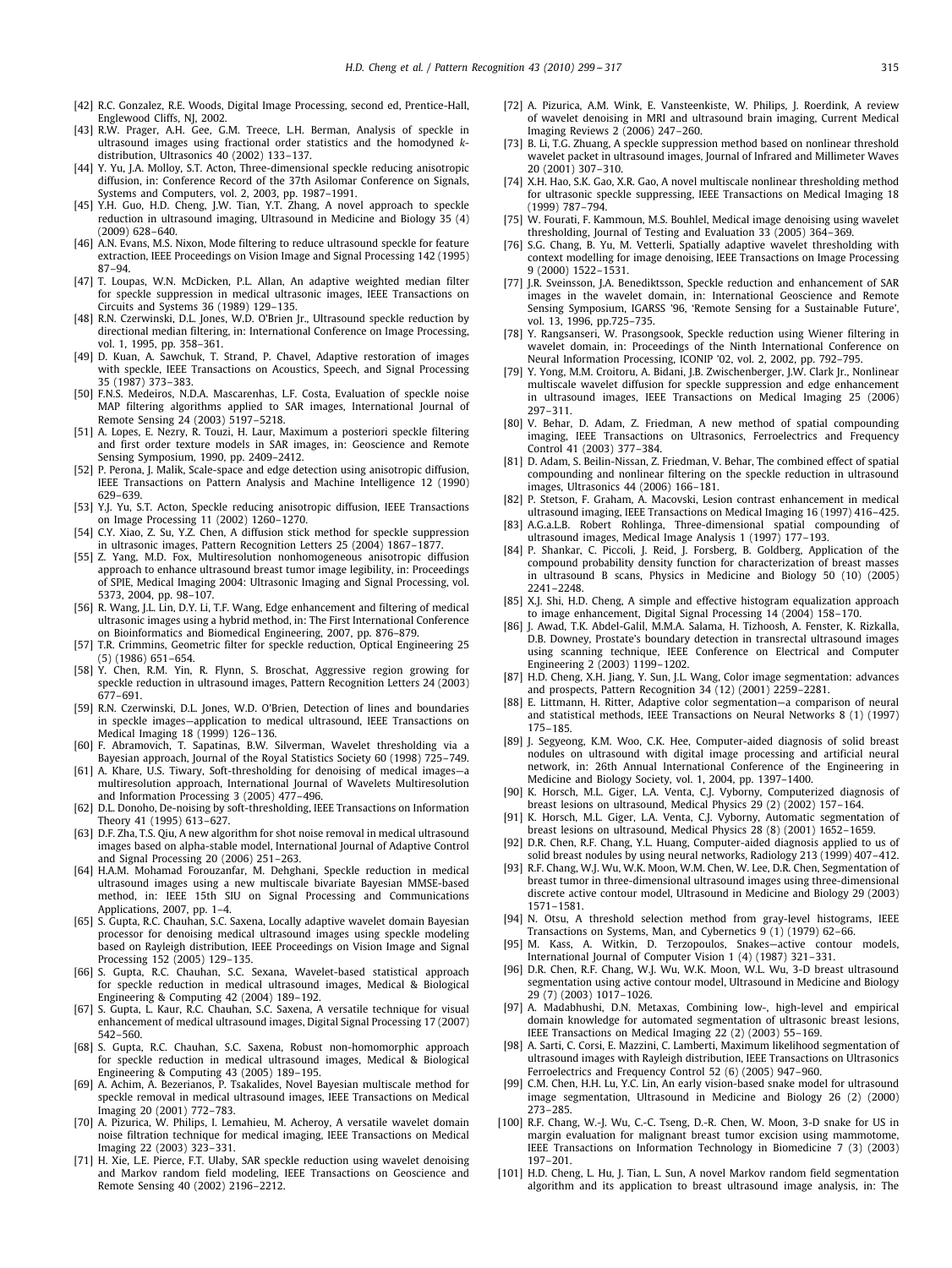[42] R.C. Gonzalez, R.E. Woods, Digital Image Processing, second ed, Prentice-Hall, Englewood Cliffs, NJ, 2002.

[43] R.W. Prager, A.H. Gee, G.M. Treece, L.H. Berman, Analysis of speckle in ultrasound images using fractional order statistics and the homodyned *k*-distribution, Ultrasonics 40 (2002) 133–137.

[44] Y. Yu, J.A. Molloy, S.T. Acton, Three-dimensional speckle reducing anisotropic diffusion, in: Conference Record of the 37th Asilomar Conference on Signals, Systems and Computers, vol. 2, 2003, pp. 1987–1991.

[45] Y.H. Guo, H.D. Cheng, J.W. Tian, Y.T. Zhang, A novel approach to speckle reduction in ultrasound imaging, Ultrasound in Medicine and Biology 35 (4) (2009) 628–640.

[46] A.N. Evans, M.S. Nixon, Mode filtering to reduce ultrasound speckle for feature extraction, IEEE Proceedings on Vision Image and Signal Processing 142 (1995) 87–94.

[47] T. Loupas, W.N. McDicken, P.L. Allan, An adaptive weighted median filter for speckle suppression in medical ultrasonic images, IEEE Transactions on Circuits and Systems 36 (1989) 129–135.

[48] R.N. Czerwinski, D.L. Jones, W.D. O'Brien Jr., Ultrasound speckle reduction by directional median filtering, in: International Conference on Image Processing, vol. 1, 1995, pp. 358–361.

[49] D. Kuan, A. Sawchuk, T. Strand, P. Chavel, Adaptive restoration of images with speckle, IEEE Transactions on Acoustics, Speech, and Signal Processing 35 (1987) 373–383.

[50] F.N.S. Medeiros, N.D.A. Mascarenhas, L.F. Costa, Evaluation of speckle noise MAP filtering algorithms applied to SAR images, International Journal of Remote Sensing 24 (2003) 5197–5218.

[51] A. Lopes, E. Nezry, R. Touzi, H. Laur, Maximum a posteriori speckle filtering and first order texture models in SAR images, in: Geoscience and Remote Sensing Symposium, 1990, pp. 2409–2412.

[52] P. Perona, J. Malik, Scale-space and edge detection using anisotropic diffusion, IEEE Transactions on Pattern Analysis and Machine Intelligence 12 (1990) 629–639.

[53] Y.J. Yu, S.T. Acton, Speckle reducing anisotropic diffusion, IEEE Transactions on Image Processing 11 (2002) 1260–1270.

[54] C.Y. Xiao, Z. Su, Y.Z. Chen, A diffusion stick method for speckle suppression in ultrasonic images, Pattern Recognition Letters 25 (2004) 1867–1877.

[55] Z. Yang, M.D. Fox, Multiresolution nonhomogeneous anisotropic diffusion approach to enhance ultrasound breast tumor image legibility, in: Proceedings of SPIE, Medical Imaging 2004: Ultrasonic Imaging and Signal Processing, vol. 5373, 2004, pp. 98–107.

[56] R. Wang, J.L. Lin, D.Y. Li, T.F. Wang, Edge enhancement and filtering of medical ultrasonic images using a hybrid method, in: The First International Conference on Bioinformatics and Biomedical Engineering, 2007, pp. 876–879.

[57] T.R. Crimmins, Geometric filter for speckle reduction, Optical Engineering 25 (5) (1986) 651–654.

[58] Y. Chen, R.M. Yin, R. Flynn, S. Broschat, Aggressive region growing for speckle reduction in ultrasound images, Pattern Recognition Letters 24 (2003) 677–691.

[59] R.N. Czerwinski, D.L. Jones, W.D. O'Brien, Detection of lines and boundaries in speckle images—application to medical ultrasound, IEEE Transactions on Medical Imaging 18 (1999) 126–136.

[60] F. Abramovich, T. Sapatinas, B.W. Silverman, Wavelet thresholding via a Bayesian approach, Journal of the Royal Statistics Society 60 (1998) 725–749.

[61] A. Khare, U.S. Tiwary, Soft-thresholding for denoising of medical images—a multiresolution approach, International Journal of Wavelets Multiresolution and Information Processing 3 (2005) 477–496.

[62] D.L. Donoho, De-noising by soft-thresholding, IEEE Transactions on Information Theory 41 (1995) 613–627.

[63] D.F. Zha, T.S. Qiu, A new algorithm for shot noise removal in medical ultrasound images based on alpha-stable model, International Journal of Adaptive Control and Signal Processing 20 (2006) 251–263.

[64] H.A.M. Mohamad Forouzanfar, M. Dehghani, Speckle reduction in medical ultrasound images using a new multiscale bivariate Bayesian MMSE-based method, in: IEEE 15th SIU on Signal Processing and Communications Applications, 2007, pp. 1–4.

[65] S. Gupta, R.C. Chauhan, S.C. Saxena, Locally adaptive wavelet domain Bayesian processor for denoising medical ultrasound images using speckle modeling based on Rayleigh distribution, IEEE Proceedings on Vision Image and Signal Processing 152 (2005) 129–135.

[66] S. Gupta, R.C. Chauhan, S.C. Sexena, Wavelet-based statistical approach for speckle reduction in medical ultrasound images, Medical & Biological Engineering & Computing 42 (2004) 189–192.

[67] S. Gupta, L. Kaur, R.C. Chauhan, S.C. Saxena, A versatile technique for visual enhancement of medical ultrasound images, Digital Signal Processing 17 (2007) 542–560.

[68] S. Gupta, R.C. Chauhan, S.C. Saxena, Robust non-homomorphic approach for speckle reduction in medical ultrasound images, Medical & Biological Engineering & Computing 43 (2005) 189–195.

[69] A. Achim, A. Bezerianos, P. Tsakalides, Novel Bayesian multiscale method for speckle removal in medical ultrasound images, IEEE Transactions on Medical Imaging 20 (2001) 772–783.

[70] A. Pizurica, W. Philips, I. Lemahieu, M. Acheroy, A versatile wavelet domain noise filtration technique for medical imaging, IEEE Transactions on Medical Imaging 22 (2003) 323–331.

[71] H. Xie, L.E. Pierce, F.T. Ulaby, SAR speckle reduction using wavelet denoising and Markov random field modeling, IEEE Transactions on Geoscience and Remote Sensing 40 (2002) 2196–2212.

[72] A. Pizurica, A.M. Wink, E. Vansteenkiste, W. Philips, J. Roerdink, A review of wavelet denoising in MRI and ultrasound brain imaging, Current Medical Imaging Reviews 2 (2006) 247–260.

[73] B. Li, T.G. Zhuang, A speckle suppression method based on nonlinear threshold wavelet packet in ultrasound images, Journal of Infrared and Millimeter Waves 20 (2001) 307–310.

[74] X.H. Hao, S.K. Gao, X.R. Gao, A novel multiscale nonlinear thresholding method for ultrasonic speckle suppressing, IEEE Transactions on Medical Imaging 18 (1999) 787–794.

[75] W. Fourati, F. Kammoun, M.S. Bouhlel, Medical image denoising using wavelet thresholding, Journal of Testing and Evaluation 33 (2005) 364–369.

[76] S.G. Chang, B. Yu, M. Vetterli, Spatially adaptive wavelet thresholding with context modelling for image denoising, IEEE Transactions on Image Processing 9 (2000) 1522–1531.

[77] J.R. Sveinsson, J.A. Benediktsson, Speckle reduction and enhancement of SAR images in the wavelet domain, in: International Geoscience and Remote Sensing Symposium, IGARSS '96, 'Remote Sensing for a Sustainable Future', vol. 13, 1996, pp.725–735.

[78] Y. Rangsanseri, W. Prasongsook, Speckle reduction using Wiener filtering in wavelet domain, in: Proceedings of the Ninth International Conference on Neural Information Processing, ICONIP '02, vol. 2, 2002, pp. 792–795.

[79] Y. Yong, M.M. Croitoru, A. Bidani, J.B. Zwischenberger, J.W. Clark Jr., Nonlinear multiscale wavelet diffusion for speckle suppression and edge enhancement in ultrasound images, IEEE Transactions on Medical Imaging 25 (2006) 297–311.

[80] V. Behar, D. Adam, Z. Friedman, A new method of spatial compounding imaging, IEEE Transactions on Ultrasonics, Ferroelectrics and Frequency Control 41 (2003) 377–384.

[81] D. Adam, S. Beilin-Nissan, Z. Friedman, V. Behar, The combined effect of spatial compounding and nonlinear filtering on the speckle reduction in ultrasound images, Ultrasonics 44 (2006) 166–181.

[82] P. Stetson, F. Graham, A. Macovski, Lesion contrast enhancement in medical ultrasound imaging, IEEE Transactions on Medical Imaging 16 (1997) 416–425.

[83] A.G.a.L.B. Robert Rohlinga, Three-dimensional spatial compounding of ultrasound images, Medical Image Analysis 1 (1997) 177–193.

[84] P. Shankar, C. Piccoli, J. Reid, J. Forsberg, B. Goldberg, Application of the compound probability density function for characterization of breast masses in ultrasound B scans, Physics in Medicine and Biology 50 (10) (2005) 2241–2248.

[85] X.J. Shi, H.D. Cheng, A simple and effective histogram equalization approach to image enhancement, Digital Signal Processing 14 (2004) 158–170.

[86] J. Awad, T.K. Abdel-Galil, M.M.A. Salama, H. Tizhoosh, A. Fenster, K. Rizkalla, D.B. Downey, Prostate's boundary detection in transrectal ultrasound images using scanning technique, IEEE Conference on Electrical and Computer Engineering 2 (2003) 1199–1202.

[87] H.D. Cheng, X.H. Jiang, Y. Sun, J.L. Wang, Color image segmentation: advances and prospects, Pattern Recognition 34 (12) (2001) 2259–2281.

[88] E. Littmann, H. Ritter, Adaptive color segmentation—a comparison of neural and statistical methods, IEEE Transactions on Neural Networks 8 (1) (1997) 175–185.

[89] J. Segyeong, K.M. Woo, C.K. Hee, Computer-aided diagnosis of solid breast nodules on ultrasound with digital image processing and artificial neural network, in: 26th Annual International Conference of the Engineering in Medicine and Biology Society, vol. 1, 2004, pp. 1397–1400.

[90] K. Horsch, M.L. Giger, L.A. Venta, C.J. Vyborny, Computerized diagnosis of breast lesions on ultrasound, Medical Physics 29 (2) (2002) 157–164.

[91] K. Horsch, M.L. Giger, L.A. Venta, C.J. Vyborny, Automatic segmentation of breast lesions on ultrasound, Medical Physics 28 (8) (2001) 1652–1659.

[92] D.R. Chen, R.F. Chang, Y.L. Huang, Computer-aided diagnosis applied to us of solid breast nodules by using neural networks, Radiology 213 (1999) 407–412.

[93] R.F. Chang, W.J. Wu, W.K. Moon, W.M. Chen, W. Lee, D.R. Chen, Segmentation of breast tumor in three-dimensional ultrasound images using three-dimensional discrete active contour model, Ultrasound in Medicine and Biology 29 (2003) 1571–1581.

[94] N. Otsu, A threshold selection method from gray-level histograms, IEEE Transactions on Systems, Man, and Cybernetics 9 (1) (1979) 62–66.

[95] M. Kass, A. Witkin, D. Terzopoulos, Snakes—active contour models, International Journal of Computer Vision 1 (4) (1987) 321–331.

[96] D.R. Chen, R.F. Chang, W.J. Wu, W.K. Moon, W.L. Wu, 3-D breast ultrasound segmentation using active contour model, Ultrasound in Medicine and Biology 29 (7) (2003) 1017–1026.

[97] A. Madabhushi, D.N. Metaxas, Combining low-, high-level and empirical domain knowledge for automated segmentation of ultrasonic breast lesions, IEEE Transactions on Medical Imaging 22 (2) (2003) 55–169.

[98] A. Sarti, C. Corsi, E. Mazzini, C. Lamberti, Maximum likelihood segmentation of ultrasound images with Rayleigh distribution, IEEE Transactions on Ultrasonics Ferroelectrics and Frequency Control 52 (6) (2005) 947–960.

[99] C.M. Chen, H.H. Lu, Y.C. Lin, An early vision-based snake model for ultrasound image segmentation, Ultrasound in Medicine and Biology 26 (2) (2000) 273–285.

[100] R.F. Chang, W.-J. Wu, C.-C. Tseng, D.-R. Chen, W. Moon, 3-D snake for US in margin evaluation for malignant breast tumor excision using mammotome, IEEE Transactions on Information Technology in Biomedicine 7 (3) (2003) 197–201.

[101] H.D. Cheng, L. Hu, J. Tian, L. Sun, A novel Markov random field segmentation algorithm and its application to breast ultrasound image analysis, in: The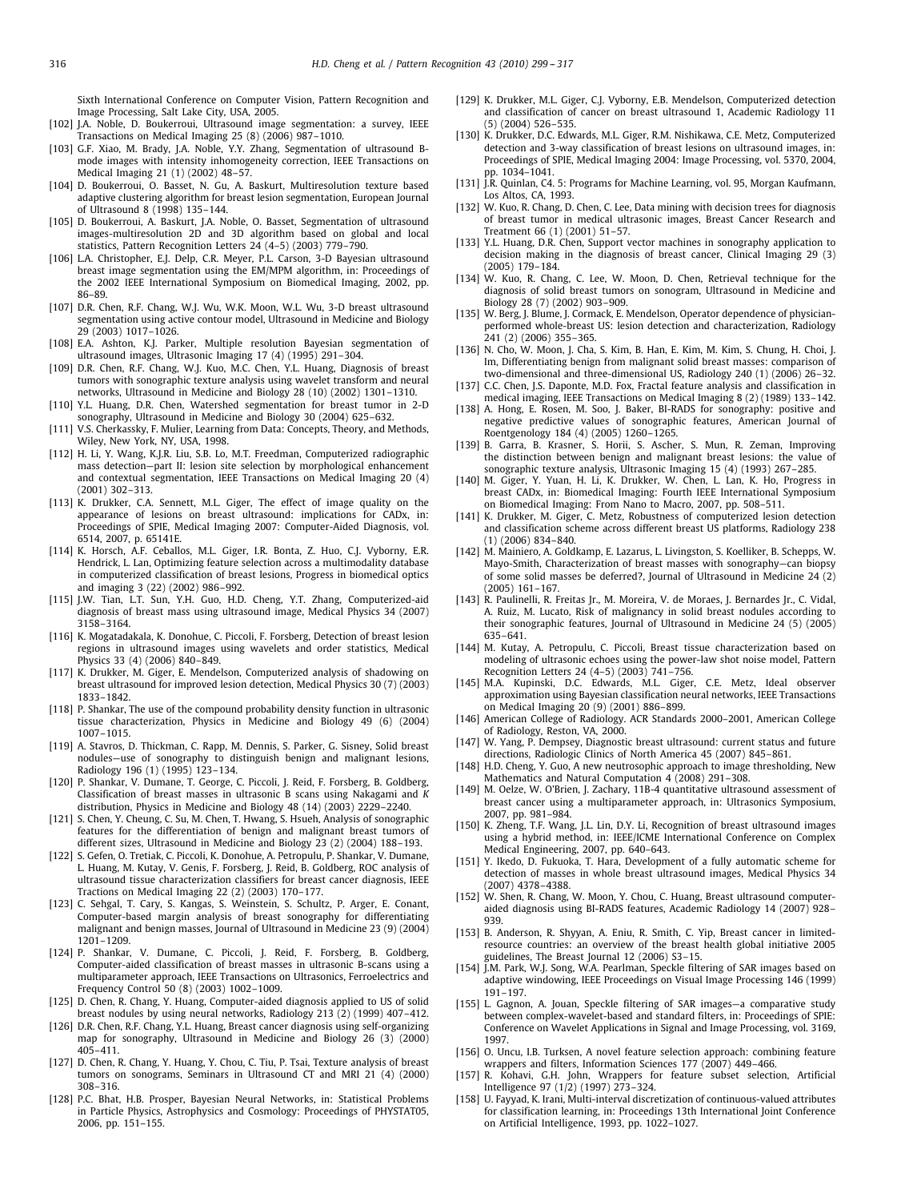Sixth International Conference on Computer Vision, Pattern Recognition and Image Processing, Salt Lake City, USA, 2005.

[102] J.A. Noble, D. Boukerroui, Ultrasound image segmentation: a survey, IEEE Transactions on Medical Imaging 25 (8) (2006) 987–1010.

[103] G.F. Xiao, M. Brady, J.A. Noble, Y.Y. Zhang, Segmentation of ultrasound B-mode images with intensity inhomogeneity correction, IEEE Transactions on Medical Imaging 21 (1) (2002) 48–57.

[104] D. Boukerroui, O. Basset, N. Gu, A. Baskurt, Multiresolution texture based adaptive clustering algorithm for breast lesion segmentation, European Journal of Ultrasound 8 (1998) 135–144.

[105] D. Boukerroui, A. Baskurt, J.A. Noble, O. Basset, Segmentation of ultrasound images-multiresolution 2D and 3D algorithm based on global and local statistics, Pattern Recognition Letters 24 (4–5) (2003) 779–790.

[106] L.A. Christopher, E.J. Delp, C.R. Meyer, P.L. Carson, 3-D Bayesian ultrasound breast image segmentation using the EM/MPM algorithm, in: Proceedings of the 2002 IEEE International Symposium on Biomedical Imaging, 2002, pp. 86–89.

[107] D.R. Chen, R.F. Chang, W.J. Wu, W.K. Moon, W.L. Wu, 3-D breast ultrasound segmentation using active contour model, Ultrasound in Medicine and Biology 29 (2003) 1017–1026.

[108] E.A. Ashton, K.J. Parker, Multiple resolution Bayesian segmentation of ultrasound images, Ultrasonic Imaging 17 (4) (1995) 291–304.

[109] D.R. Chen, R.F. Chang, W.J. Kuo, M.C. Chen, Y.L. Huang, Diagnosis of breast tumors with sonographic texture analysis using wavelet transform and neural networks, Ultrasound in Medicine and Biology 28 (10) (2002) 1301–1310.

[110] Y.L. Huang, D.R. Chen, Watershed segmentation for breast tumor in 2-D sonography, Ultrasound in Medicine and Biology 30 (2004) 625–632.

[111] V.S. Cherkassky, F. Mulier, Learning from Data: Concepts, Theory, and Methods, Wiley, New York, NY, USA, 1998.

[112] H. Li, Y. Wang, K.J.R. Liu, S.B. Lo, M.T. Freedman, Computerized radiographic mass detection—part II: lesion site selection by morphological enhancement and contextual segmentation, IEEE Transactions on Medical Imaging 20 (4) (2001) 302–313.

[113] K. Drukker, C.A. Sennett, M.L. Giger, The effect of image quality on the appearance of lesions on breast ultrasound: implications for CADx, in: Proceedings of SPIE, Medical Imaging 2007: Computer-Aided Diagnosis, vol. 6514, 2007, p. 65141E.

[114] K. Horsch, A.F. Ceballos, M.L. Giger, I.R. Bonta, Z. Huo, C.J. Vyborny, E.R. Hendrick, L. Lan, Optimizing feature selection across a multimodality database in computerized classification of breast lesions, Progress in biomedical optics and imaging 3 (22) (2002) 986–992.

[115] J.W. Tian, L.T. Sun, Y.H. Guo, H.D. Cheng, Y.T. Zhang, Computerized-aid diagnosis of breast mass using ultrasound image, Medical Physics 34 (2007) 3158–3164.

[116] K. Mogatadakala, K. Donohue, C. Piccoli, F. Forsberg, Detection of breast lesion regions in ultrasound images using wavelets and order statistics, Medical Physics 33 (4) (2006) 840–849.

[117] K. Drukker, M. Giger, E. Mendelson, Computerized analysis of shadowing on breast ultrasound for improved lesion detection, Medical Physics 30 (7) (2003) 1833–1842.

[118] P. Shankar, The use of the compound probability density function in ultrasonic tissue characterization, Physics in Medicine and Biology 49 (6) (2004) 1007–1015.

[119] A. Stavros, D. Thickman, C. Rapp, M. Dennis, S. Parker, G. Sisney, Solid breast nodules—use of sonography to distinguish benign and malignant lesions, Radiology 196 (1) (1995) 123–134.

[120] P. Shankar, V. Dumane, T. George, C. Piccoli, J. Reid, F. Forsberg, B. Goldberg, Classification of breast masses in ultrasonic B scans using Nakagami and *K* distribution, Physics in Medicine and Biology 48 (14) (2003) 2229–2240.

[121] S. Chen, Y. Cheung, C. Su, M. Chen, T. Hwang, S. Hsueh, Analysis of sonographic features for the differentiation of benign and malignant breast tumors of different sizes, Ultrasound in Medicine and Biology 23 (2) (2004) 188–193.

[122] S. Gefen, O. Tretiak, C. Piccoli, K. Donohue, A. Petropulu, P. Shankar, V. Dumane, L. Huang, M. Kutay, V. Genis, F. Forsberg, J. Reid, B. Goldberg, ROC analysis of ultrasound tissue characterization classifiers for breast cancer diagnosis, IEEE Tractions on Medical Imaging 22 (2) (2003) 170–177.

[123] C. Sehgal, T. Cary, S. Kangas, S. Weinstein, S. Schultz, P. Arger, E. Conant, Computer-based margin analysis of breast sonography for differentiating malignant and benign masses, Journal of Ultrasound in Medicine 23 (9) (2004) 1201–1209.

[124] P. Shankar, V. Dumane, C. Piccoli, J. Reid, F. Forsberg, B. Goldberg, Computer-aided classification of breast masses in ultrasonic B-scans using a multiparameter approach, IEEE Transactions on Ultrasonics, Ferroelectrics and Frequency Control 50 (8) (2003) 1002–1009.

[125] D. Chen, R. Chang, Y. Huang, Computer-aided diagnosis applied to US of solid breast nodules by using neural networks, Radiology 213 (2) (1999) 407–412.

[126] D.R. Chen, R.F. Chang, Y.L. Huang, Breast cancer diagnosis using self-organizing map for sonography, Ultrasound in Medicine and Biology 26 (3) (2000) 405–411.

[127] D. Chen, R. Chang, Y. Huang, Y. Chou, C. Tiu, P. Tsai, Texture analysis of breast tumors on sonograms, Seminars in Ultrasound CT and MRI 21 (4) (2000) 308–316.

[128] P.C. Bhat, H.B. Prosper, Bayesian Neural Networks, in: Statistical Problems in Particle Physics, Astrophysics and Cosmology: Proceedings of PHYSTAT05, 2006, pp. 151–155.

[129] K. Drukker, M.L. Giger, C.J. Vyborny, E.B. Mendelson, Computerized detection and classification of cancer on breast ultrasound 1, Academic Radiology 11 (5) (2004) 526–535.

[130] K. Drukker, D.C. Edwards, M.L. Giger, R.M. Nishikawa, C.E. Metz, Computerized detection and 3-way classification of breast lesions on ultrasound images, in: Proceedings of SPIE, Medical Imaging 2004: Image Processing, vol. 5370, 2004, pp. 1034–1041.

[131] J.R. Quinlan, C4. 5: Programs for Machine Learning, vol. 95, Morgan Kaufmann, Los Altos, CA, 1993.

[132] W. Kuo, R. Chang, D. Chen, C. Lee, Data mining with decision trees for diagnosis of breast tumor in medical ultrasonic images, Breast Cancer Research and Treatment 66 (1) (2001) 51–57.

[133] Y.L. Huang, D.R. Chen, Support vector machines in sonography application to decision making in the diagnosis of breast cancer, Clinical Imaging 29 (3) (2005) 179–184.

[134] W. Kuo, R. Chang, C. Lee, W. Moon, D. Chen, Retrieval technique for the diagnosis of solid breast tumors on sonogram, Ultrasound in Medicine and Biology 28 (7) (2002) 903–909.

[135] W. Berg, J. Blume, J. Cormack, E. Mendelson, Operator dependence of physician-performed whole-breast US: lesion detection and characterization, Radiology 241 (2) (2006) 355–365.

[136] N. Cho, W. Moon, J. Cha, S. Kim, B. Han, E. Kim, M. Kim, S. Chung, H. Choi, J. Im, Differentiating benign from malignant solid breast masses: comparison of two-dimensional and three-dimensional US, Radiology 240 (1) (2006) 26–32.

[137] C.C. Chen, J.S. Daponte, M.D. Fox, Fractal feature analysis and classification in medical imaging, IEEE Transactions on Medical Imaging 8 (2) (1989) 133–142.

[138] A. Hong, E. Rosen, M. Soo, J. Baker, BI-RADS for sonography: positive and negative predictive values of sonographic features, American Journal of Roentgenology 184 (4) (2005) 1260–1265.

[139] B. Garra, B. Krasner, S. Horii, S. Ascher, S. Mun, R. Zeman, Improving the distinction between benign and malignant breast lesions: the value of sonographic texture analysis, Ultrasonic Imaging 15 (4) (1993) 267–285.

[140] M. Giger, Y. Yuan, H. Li, K. Drukker, W. Chen, L. Lan, K. Ho, Progress in breast CADx, in: Biomedical Imaging: Fourth IEEE International Symposium on Biomedical Imaging: From Nano to Macro, 2007, pp. 508–511.

[141] K. Drukker, M. Giger, C. Metz, Robustness of computerized lesion detection and classification scheme across different breast US platforms, Radiology 238 (1) (2006) 834–840.

[142] M. Mainiero, A. Goldkamp, E. Lazarus, L. Livingston, S. Koelliker, B. Schepps, W. Mayo-Smith, Characterization of breast masses with sonography—can biopsy of some solid masses be deferred?, Journal of Ultrasound in Medicine 24 (2) (2005) 161–167.

[143] R. Paulinelli, R. Freitas Jr., M. Moreira, V. de Moraes, J. Bernardes Jr., C. Vidal, A. Ruiz, M. Lucato, Risk of malignancy in solid breast nodules according to their sonographic features, Journal of Ultrasound in Medicine 24 (5) (2005) 635–641.

[144] M. Kutay, A. Petropulu, C. Piccoli, Breast tissue characterization based on modeling of ultrasonic echoes using the power-law shot noise model, Pattern Recognition Letters 24 (4–5) (2003) 741–756.

[145] M.A. Kupinski, D.C. Edwards, M.L. Giger, C.E. Metz, Ideal observer approximation using Bayesian classification neural networks, IEEE Transactions on Medical Imaging 20 (9) (2001) 886–899.

[146] American College of Radiology. ACR Standards 2000–2001, American College of Radiology, Reston, VA, 2000.

[147] W. Yang, P. Dempsey, Diagnostic breast ultrasound: current status and future directions, Radiologic Clinics of North America 45 (2007) 845–861.

[148] H.D. Cheng, Y. Guo, A new neutrosophic approach to image thresholding, New Mathematics and Natural Computation 4 (2008) 291–308.

[149] M. Oelze, W. O'Brien, J. Zachary, 11B-4 quantitative ultrasound assessment of breast cancer using a multiparameter approach, in: Ultrasonics Symposium, 2007, pp. 981–984.

[150] K. Zheng, T.F. Wang, J.L. Lin, D.Y. Li, Recognition of breast ultrasound images using a hybrid method, in: IEEE/ICME International Conference on Complex Medical Engineering, 2007, pp. 640–643.

[151] Y. Ikedo, D. Fukuoka, T. Hara, Development of a fully automatic scheme for detection of masses in whole breast ultrasound images, Medical Physics 34 (2007) 4378–4388.

[152] W. Shen, R. Chang, W. Moon, Y. Chou, C. Huang, Breast ultrasound computer-aided diagnosis using BI-RADS features, Academic Radiology 14 (2007) 928–939.

[153] B. Anderson, R. Shyyan, A. Eniu, R. Smith, C. Yip, Breast cancer in limited-resource countries: an overview of the breast health global initiative 2005 guidelines, The Breast Journal 12 (2006) S3–15.

[154] J.M. Park, W.J. Song, W.A. Pearlman, Speckle filtering of SAR images based on adaptive windowing, IEEE Proceedings on Visual Image Processing 146 (1999) 191–197.

[155] L. Gagnon, A. Jouan, Speckle filtering of SAR images—a comparative study between complex-wavelet-based and standard filters, in: Proceedings of SPIE: Conference on Wavelet Applications in Signal and Image Processing, vol. 3169, 1997.

[156] O. Uncu, I.B. Turksen, A novel feature selection approach: combining feature wrappers and filters, Information Sciences 177 (2007) 449–466.

[157] R. Kohavi, G.H. John, Wrappers for feature subset selection, Artificial Intelligence 97 (1/2) (1997) 273–324.

[158] U. Fayyad, K. Irani, Multi-interval discretization of continuous-valued attributes for classification learning, in: Proceedings 13th International Joint Conference on Artificial Intelligence, 1993, pp. 1022–1027.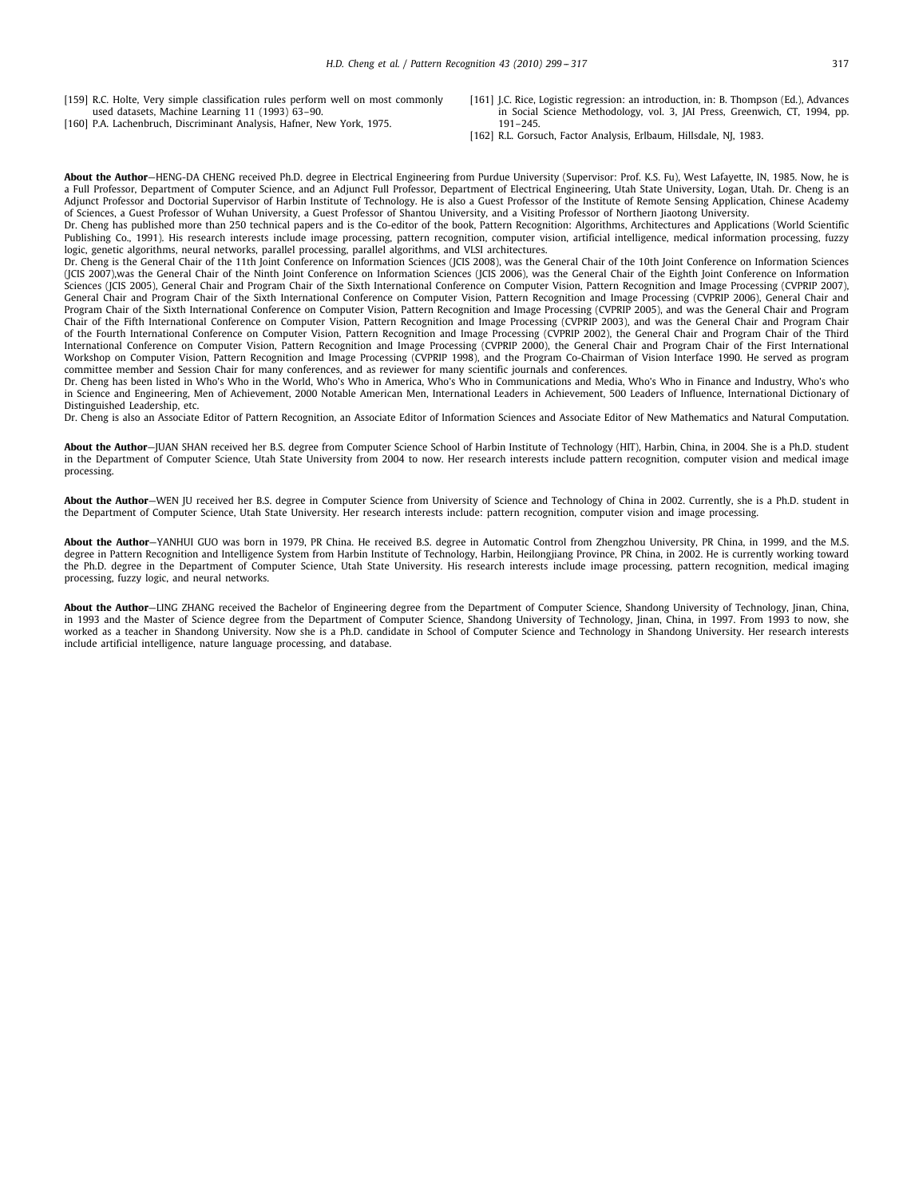[159] R.C. Holte, Very simple classification rules perform well on most commonly used datasets, Machine Learning 11 (1993) 63–90.

[160] P.A. Lachenbruch, Discriminant Analysis, Hafner, New York, 1975.

[161] J.C. Rice, Logistic regression: an introduction, in: B. Thompson (Ed.), Advances in Social Science Methodology, vol. 3, JAI Press, Greenwich, CT, 1994, pp. 191–245.

[162] R.L. Gorsuch, Factor Analysis, Erlbaum, Hillsdale, NJ, 1983.

**About the Author**—HENG-DA CHENG received Ph.D. degree in Electrical Engineering from Purdue University (Supervisor: Prof. K.S. Fu), West Lafayette, IN, 1985. Now, he is a Full Professor, Department of Computer Science, and an Adjunct Full Professor, Department of Electrical Engineering, Utah State University, Logan, Utah. Dr. Cheng is an Adjunct Professor and Doctorial Supervisor of Harbin Institute of Technology. He is also a Guest Professor of the Institute of Remote Sensing Application, Chinese Academy of Sciences, a Guest Professor of Wuhan University, a Guest Professor of Shantou University, and a Visiting Professor of Northern Jiaotong University.

Dr. Cheng has published more than 250 technical papers and is the Co-editor of the book, Pattern Recognition: Algorithms, Architectures and Applications (World Scientific Publishing Co., 1991). His research interests include image processing, pattern recognition, computer vision, artificial intelligence, medical information processing, fuzzy logic, genetic algorithms, neural networks, parallel processing, parallel algorithms, and VLSI architectures.

Dr. Cheng is the General Chair of the 11th Joint Conference on Information Sciences (JCIS 2008), was the General Chair of the 10th Joint Conference on Information Sciences (JCIS 2007),was the General Chair of the Ninth Joint Conference on Information Sciences (JCIS 2006), was the General Chair of the Eighth Joint Conference on Information Sciences (JCIS 2005), General Chair and Program Chair of the Sixth International Conference on Computer Vision, Pattern Recognition and Image Processing (CVPRIP 2007), General Chair and Program Chair of the Sixth International Conference on Computer Vision, Pattern Recognition and Image Processing (CVPRIP 2006), General Chair and Program Chair of the Sixth International Conference on Computer Vision, Pattern Recognition and Image Processing (CVPRIP 2005), and was the General Chair and Program Chair of the Fifth International Conference on Computer Vision, Pattern Recognition and Image Processing (CVPRIP 2003), and was the General Chair and Program Chair of the Fourth International Conference on Computer Vision, Pattern Recognition and Image Processing (CVPRIP 2002), the General Chair and Program Chair of the Third International Conference on Computer Vision, Pattern Recognition and Image Processing (CVPRIP 2000), the General Chair and Program Chair of the First International Workshop on Computer Vision, Pattern Recognition and Image Processing (CVPRIP 1998), and the Program Co-Chairman of Vision Interface 1990. He served as program committee member and Session Chair for many conferences, and as reviewer for many scientific journals and conferences.

Dr. Cheng has been listed in Who's Who in the World, Who's Who in America, Who's Who in Communications and Media, Who's Who in Finance and Industry, Who's who in Science and Engineering, Men of Achievement, 2000 Notable American Men, International Leaders in Achievement, 500 Leaders of Influence, International Dictionary of Distinguished Leadership, etc.

Dr. Cheng is also an Associate Editor of Pattern Recognition, an Associate Editor of Information Sciences and Associate Editor of New Mathematics and Natural Computation.

**About the Author**—JUAN SHAN received her B.S. degree from Computer Science School of Harbin Institute of Technology (HIT), Harbin, China, in 2004. She is a Ph.D. student in the Department of Computer Science, Utah State University from 2004 to now. Her research interests include pattern recognition, computer vision and medical image processing.

**About the Author**—WEN JU received her B.S. degree in Computer Science from University of Science and Technology of China in 2002. Currently, she is a Ph.D. student in the Department of Computer Science, Utah State University. Her research interests include: pattern recognition, computer vision and image processing.

**About the Author**—YANHUI GUO was born in 1979, PR China. He received B.S. degree in Automatic Control from Zhengzhou University, PR China, in 1999, and the M.S. degree in Pattern Recognition and Intelligence System from Harbin Institute of Technology, Harbin, Heilongjiang Province, PR China, in 2002. He is currently working toward the Ph.D. degree in the Department of Computer Science, Utah State University. His research interests include image processing, pattern recognition, medical imaging processing, fuzzy logic, and neural networks.

**About the Author**—LING ZHANG received the Bachelor of Engineering degree from the Department of Computer Science, Shandong University of Technology, Jinan, China, in 1993 and the Master of Science degree from the Department of Computer Science, Shandong University of Technology, Jinan, China, in 1997. From 1993 to now, she worked as a teacher in Shandong University. Now she is a Ph.D. candidate in School of Computer Science and Technology in Shandong University. Her research interests include artificial intelligence, nature language processing, and database.